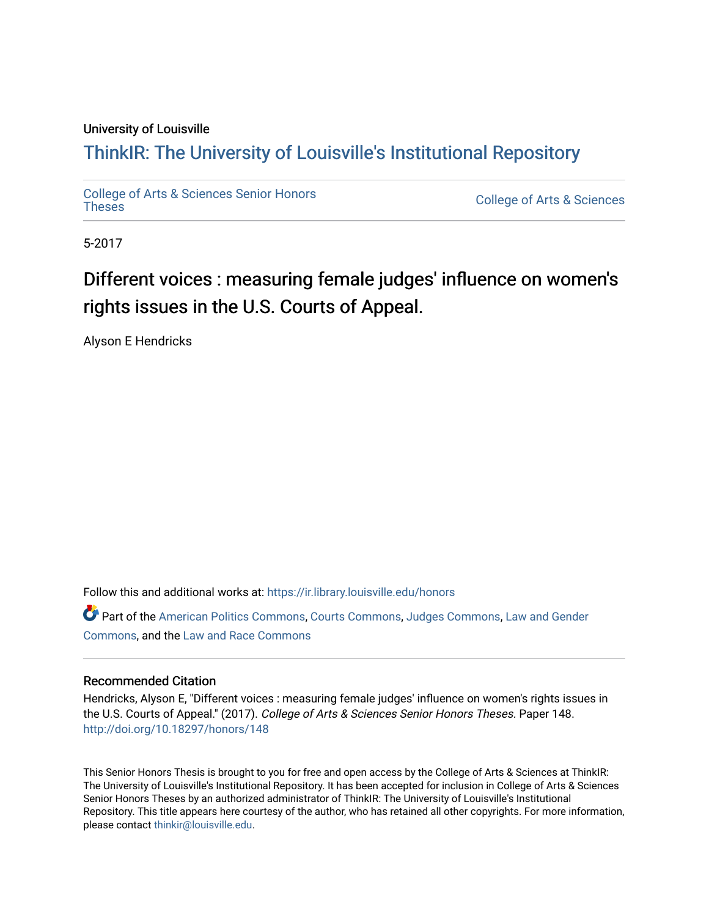University of Louisville

## ThinkIR: The University of Louisville's Institutional Repository

College of Arts & Sciences Senior Honors Theses

College of Arts & Sciences

5-2017

# Different voices : measuring female judges' influence on women's rights issues in the U.S. Courts of Appeal.

Alyson E Hendricks

Follow this and additional works at: https://ir.library.louisville.edu/honors

Part of the American Politics Commons, Courts Commons, Judges Commons, Law and Gender Commons, and the Law and Race Commons

### Recommended Citation

Hendricks, Alyson E, "Different voices : measuring female judges' influence on women's rights issues in the U.S. Courts of Appeal." (2017). *College of Arts & Sciences Senior Honors Theses*. Paper 148.
http://doi.org/10.18297/honors/148

This Senior Honors Thesis is brought to you for free and open access by the College of Arts & Sciences at ThinkIR: The University of Louisville's Institutional Repository. It has been accepted for inclusion in College of Arts & Sciences Senior Honors Theses by an authorized administrator of ThinkIR: The University of Louisville's Institutional Repository. This title appears here courtesy of the author, who has retained all other copyrights. For more information, please contact thinkir@louisville.edu.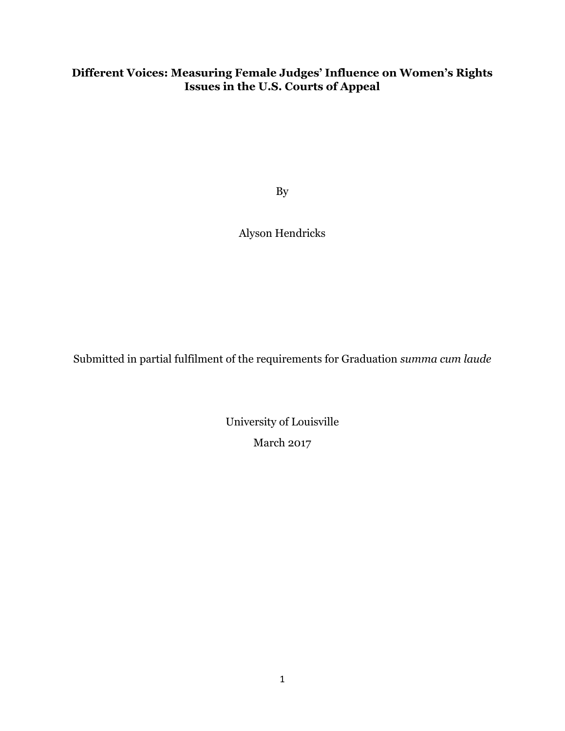# Different Voices: Measuring Female Judges' Influence on Women's Rights Issues in the U.S. Courts of Appeal

By

Alyson Hendricks

Submitted in partial fulfilment of the requirements for Graduation *summa cum laude*

University of Louisville

March 2017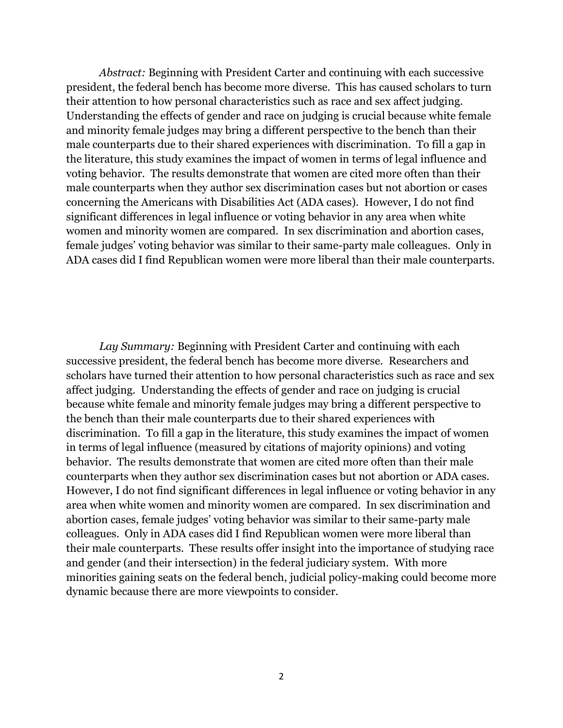*Abstract:* Beginning with President Carter and continuing with each successive president, the federal bench has become more diverse. This has caused scholars to turn their attention to how personal characteristics such as race and sex affect judging. Understanding the effects of gender and race on judging is crucial because white female and minority female judges may bring a different perspective to the bench than their male counterparts due to their shared experiences with discrimination. To fill a gap in the literature, this study examines the impact of women in terms of legal influence and voting behavior. The results demonstrate that women are cited more often than their male counterparts when they author sex discrimination cases but not abortion or cases concerning the Americans with Disabilities Act (ADA cases). However, I do not find significant differences in legal influence or voting behavior in any area when white women and minority women are compared. In sex discrimination and abortion cases, female judges' voting behavior was similar to their same-party male colleagues. Only in ADA cases did I find Republican women were more liberal than their male counterparts.

*Lay Summary:* Beginning with President Carter and continuing with each successive president, the federal bench has become more diverse. Researchers and scholars have turned their attention to how personal characteristics such as race and sex affect judging. Understanding the effects of gender and race on judging is crucial because white female and minority female judges may bring a different perspective to the bench than their male counterparts due to their shared experiences with discrimination. To fill a gap in the literature, this study examines the impact of women in terms of legal influence (measured by citations of majority opinions) and voting behavior. The results demonstrate that women are cited more often than their male counterparts when they author sex discrimination cases but not abortion or ADA cases. However, I do not find significant differences in legal influence or voting behavior in any area when white women and minority women are compared. In sex discrimination and abortion cases, female judges' voting behavior was similar to their same-party male colleagues. Only in ADA cases did I find Republican women were more liberal than their male counterparts. These results offer insight into the importance of studying race and gender (and their intersection) in the federal judiciary system. With more minorities gaining seats on the federal bench, judicial policy-making could become more dynamic because there are more viewpoints to consider.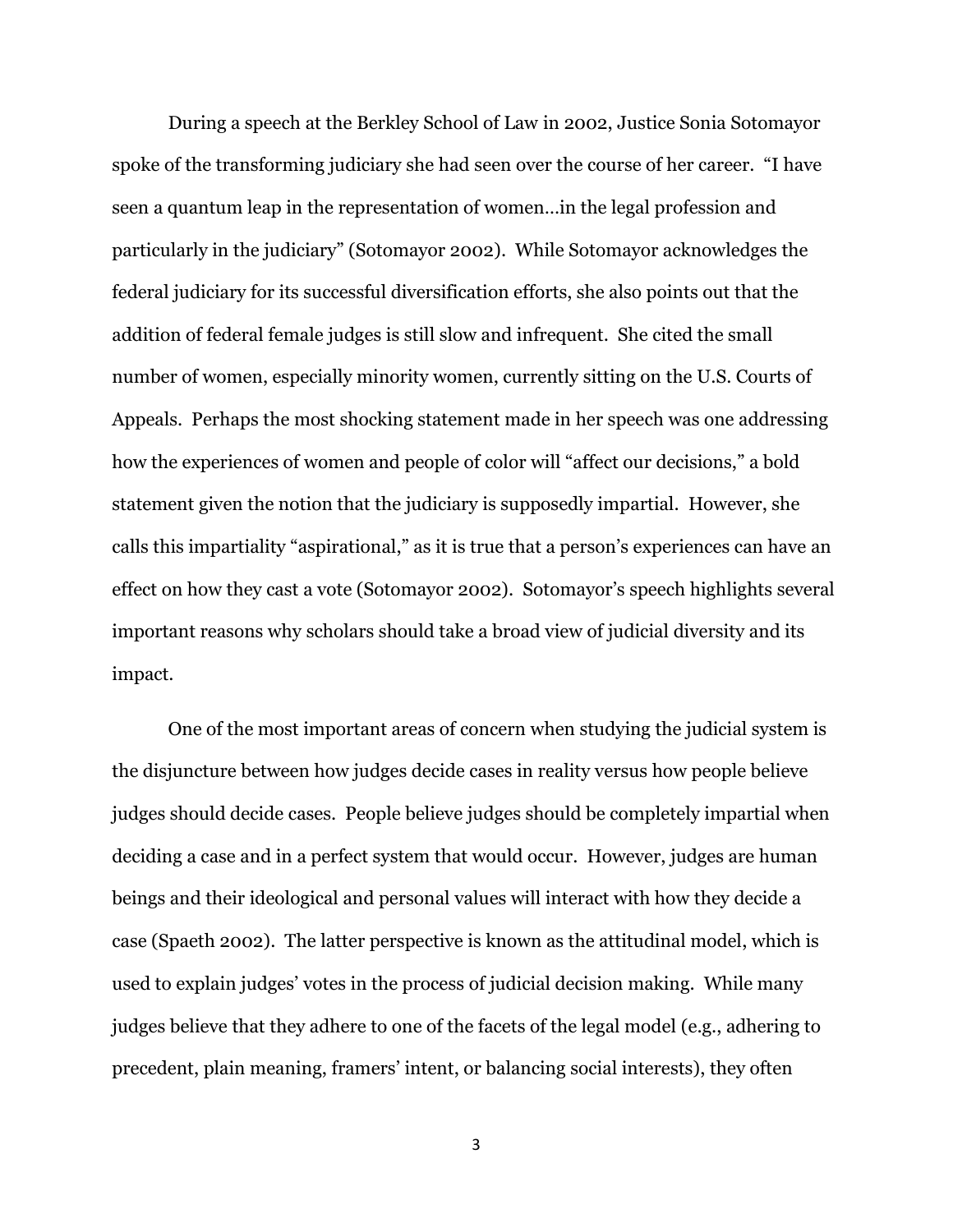During a speech at the Berkley School of Law in 2002, Justice Sonia Sotomayor spoke of the transforming judiciary she had seen over the course of her career. "I have seen a quantum leap in the representation of women…in the legal profession and particularly in the judiciary" (Sotomayor 2002). While Sotomayor acknowledges the federal judiciary for its successful diversification efforts, she also points out that the addition of federal female judges is still slow and infrequent. She cited the small number of women, especially minority women, currently sitting on the U.S. Courts of Appeals. Perhaps the most shocking statement made in her speech was one addressing how the experiences of women and people of color will "affect our decisions," a bold statement given the notion that the judiciary is supposedly impartial. However, she calls this impartiality "aspirational," as it is true that a person's experiences can have an effect on how they cast a vote (Sotomayor 2002). Sotomayor's speech highlights several important reasons why scholars should take a broad view of judicial diversity and its impact.

One of the most important areas of concern when studying the judicial system is the disjuncture between how judges decide cases in reality versus how people believe judges should decide cases. People believe judges should be completely impartial when deciding a case and in a perfect system that would occur. However, judges are human beings and their ideological and personal values will interact with how they decide a case (Spaeth 2002). The latter perspective is known as the attitudinal model, which is used to explain judges' votes in the process of judicial decision making. While many judges believe that they adhere to one of the facets of the legal model (e.g., adhering to precedent, plain meaning, framers' intent, or balancing social interests), they often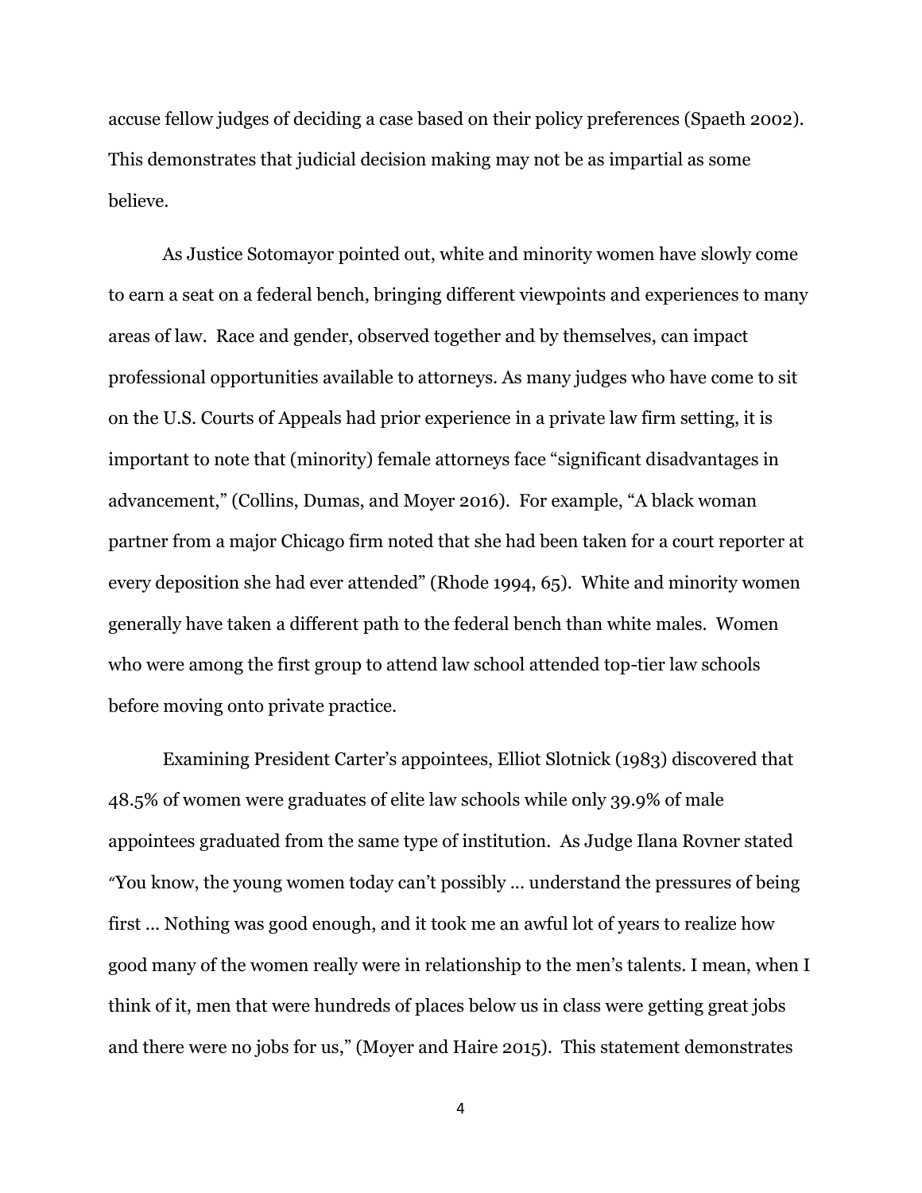accuse fellow judges of deciding a case based on their policy preferences (Spaeth 2002). This demonstrates that judicial decision making may not be as impartial as some believe.

As Justice Sotomayor pointed out, white and minority women have slowly come to earn a seat on a federal bench, bringing different viewpoints and experiences to many areas of law. Race and gender, observed together and by themselves, can impact professional opportunities available to attorneys. As many judges who have come to sit on the U.S. Courts of Appeals had prior experience in a private law firm setting, it is important to note that (minority) female attorneys face "significant disadvantages in advancement," (Collins, Dumas, and Moyer 2016). For example, "A black woman partner from a major Chicago firm noted that she had been taken for a court reporter at every deposition she had ever attended" (Rhode 1994, 65). White and minority women generally have taken a different path to the federal bench than white males. Women who were among the first group to attend law school attended top-tier law schools before moving onto private practice.

Examining President Carter's appointees, Elliot Slotnick (1983) discovered that 48.5% of women were graduates of elite law schools while only 39.9% of male appointees graduated from the same type of institution. As Judge Ilana Rovner stated "You know, the young women today can't possibly ... understand the pressures of being first ... Nothing was good enough, and it took me an awful lot of years to realize how good many of the women really were in relationship to the men's talents. I mean, when I think of it, men that were hundreds of places below us in class were getting great jobs and there were no jobs for us," (Moyer and Haire 2015). This statement demonstrates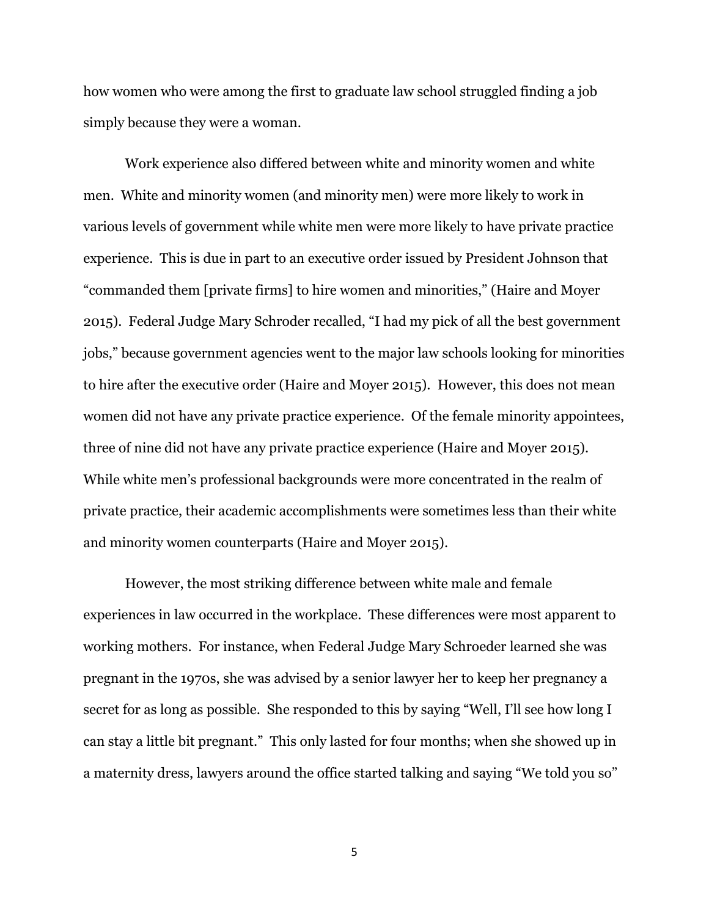how women who were among the first to graduate law school struggled finding a job simply because they were a woman.

Work experience also differed between white and minority women and white men. White and minority women (and minority men) were more likely to work in various levels of government while white men were more likely to have private practice experience. This is due in part to an executive order issued by President Johnson that "commanded them [private firms] to hire women and minorities," (Haire and Moyer 2015). Federal Judge Mary Schroder recalled, "I had my pick of all the best government jobs," because government agencies went to the major law schools looking for minorities to hire after the executive order (Haire and Moyer 2015). However, this does not mean women did not have any private practice experience. Of the female minority appointees, three of nine did not have any private practice experience (Haire and Moyer 2015). While white men's professional backgrounds were more concentrated in the realm of private practice, their academic accomplishments were sometimes less than their white and minority women counterparts (Haire and Moyer 2015).

However, the most striking difference between white male and female experiences in law occurred in the workplace. These differences were most apparent to working mothers. For instance, when Federal Judge Mary Schroeder learned she was pregnant in the 1970s, she was advised by a senior lawyer her to keep her pregnancy a secret for as long as possible. She responded to this by saying "Well, I'll see how long I can stay a little bit pregnant." This only lasted for four months; when she showed up in a maternity dress, lawyers around the office started talking and saying "We told you so"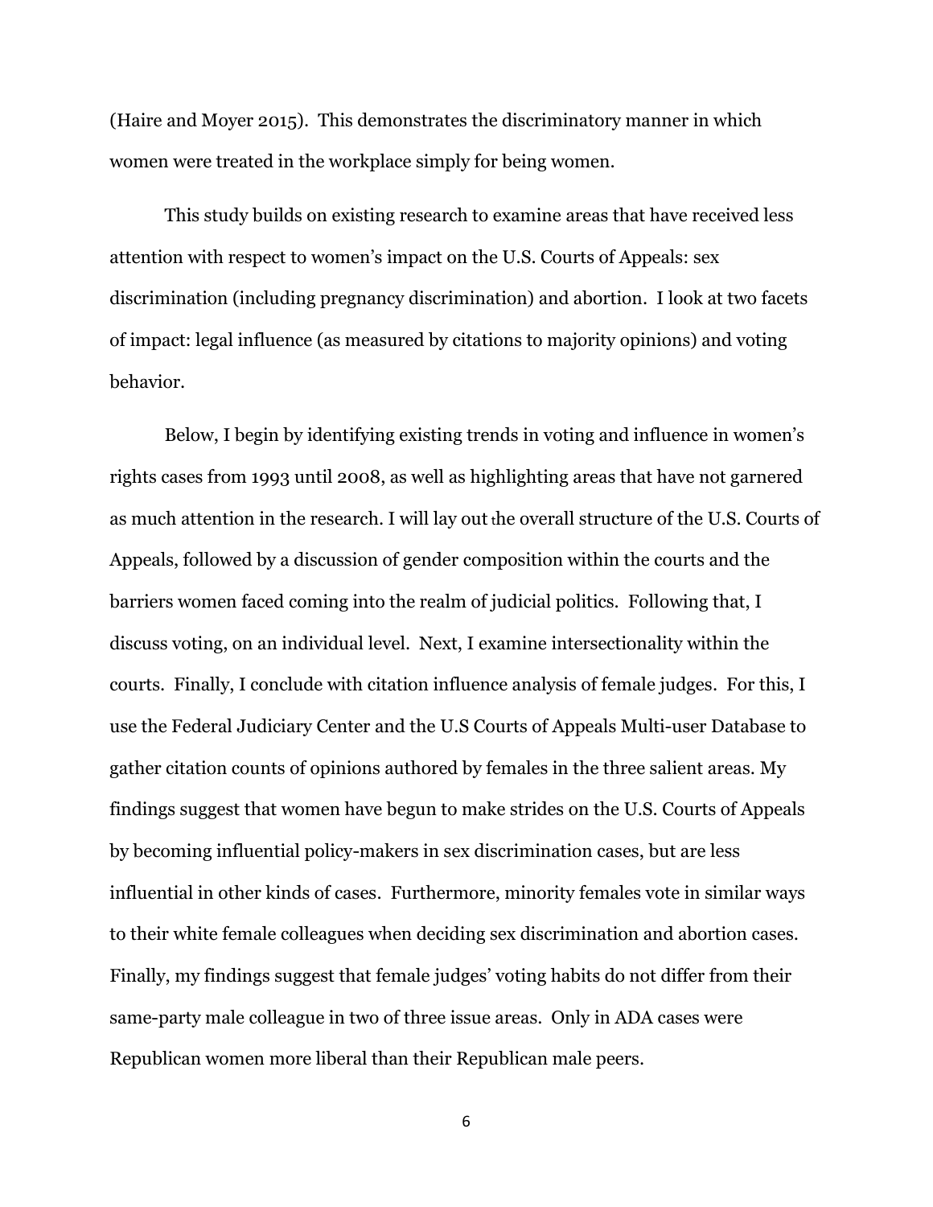(Haire and Moyer 2015). This demonstrates the discriminatory manner in which women were treated in the workplace simply for being women.

This study builds on existing research to examine areas that have received less attention with respect to women's impact on the U.S. Courts of Appeals: sex discrimination (including pregnancy discrimination) and abortion. I look at two facets of impact: legal influence (as measured by citations to majority opinions) and voting behavior.

Below, I begin by identifying existing trends in voting and influence in women's rights cases from 1993 until 2008, as well as highlighting areas that have not garnered as much attention in the research. I will lay out the overall structure of the U.S. Courts of Appeals, followed by a discussion of gender composition within the courts and the barriers women faced coming into the realm of judicial politics. Following that, I discuss voting, on an individual level. Next, I examine intersectionality within the courts. Finally, I conclude with citation influence analysis of female judges. For this, I use the Federal Judiciary Center and the U.S Courts of Appeals Multi-user Database to gather citation counts of opinions authored by females in the three salient areas. My findings suggest that women have begun to make strides on the U.S. Courts of Appeals by becoming influential policy-makers in sex discrimination cases, but are less influential in other kinds of cases. Furthermore, minority females vote in similar ways to their white female colleagues when deciding sex discrimination and abortion cases. Finally, my findings suggest that female judges' voting habits do not differ from their same-party male colleague in two of three issue areas. Only in ADA cases were Republican women more liberal than their Republican male peers.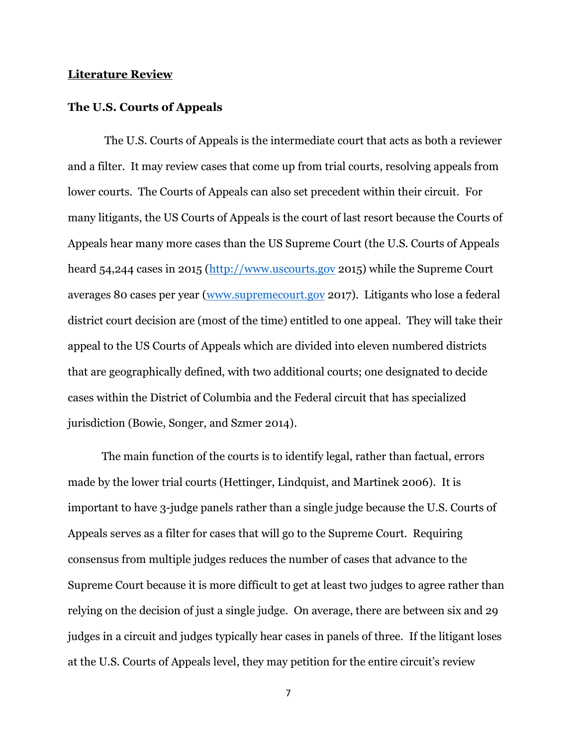## Literature Review

### The U.S. Courts of Appeals

The U.S. Courts of Appeals is the intermediate court that acts as both a reviewer and a filter. It may review cases that come up from trial courts, resolving appeals from lower courts. The Courts of Appeals can also set precedent within their circuit. For many litigants, the US Courts of Appeals is the court of last resort because the Courts of Appeals hear many more cases than the US Supreme Court (the U.S. Courts of Appeals heard 54,244 cases in 2015 (http://www.uscourts.gov 2015) while the Supreme Court averages 80 cases per year (www.supremecourt.gov 2017). Litigants who lose a federal district court decision are (most of the time) entitled to one appeal. They will take their appeal to the US Courts of Appeals which are divided into eleven numbered districts that are geographically defined, with two additional courts; one designated to decide cases within the District of Columbia and the Federal circuit that has specialized jurisdiction (Bowie, Songer, and Szmer 2014).

The main function of the courts is to identify legal, rather than factual, errors made by the lower trial courts (Hettinger, Lindquist, and Martinek 2006). It is important to have 3-judge panels rather than a single judge because the U.S. Courts of Appeals serves as a filter for cases that will go to the Supreme Court. Requiring consensus from multiple judges reduces the number of cases that advance to the Supreme Court because it is more difficult to get at least two judges to agree rather than relying on the decision of just a single judge. On average, there are between six and 29 judges in a circuit and judges typically hear cases in panels of three. If the litigant loses at the U.S. Courts of Appeals level, they may petition for the entire circuit's review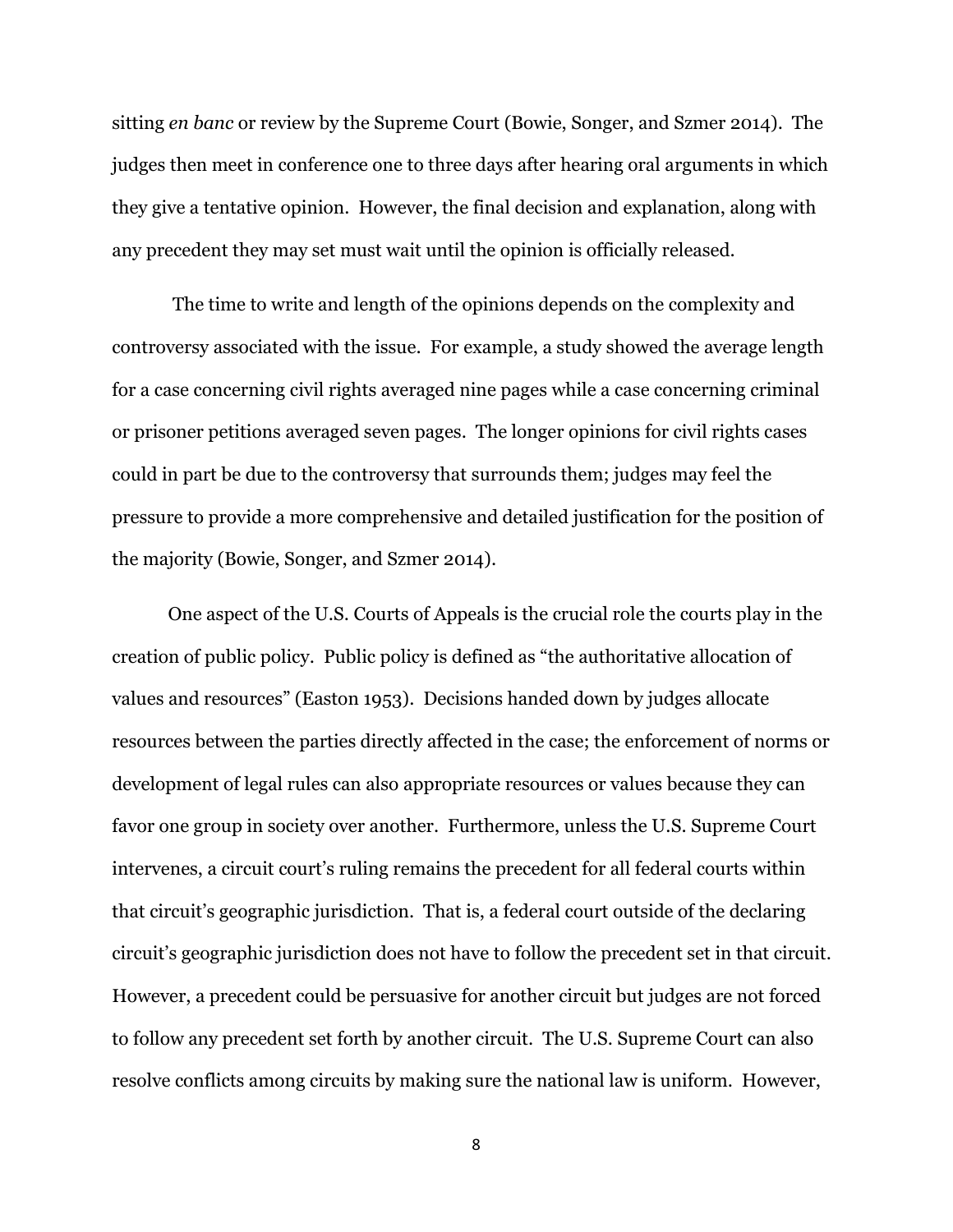sitting *en banc* or review by the Supreme Court (Bowie, Songer, and Szmer 2014). The judges then meet in conference one to three days after hearing oral arguments in which they give a tentative opinion. However, the final decision and explanation, along with any precedent they may set must wait until the opinion is officially released.

The time to write and length of the opinions depends on the complexity and controversy associated with the issue. For example, a study showed the average length for a case concerning civil rights averaged nine pages while a case concerning criminal or prisoner petitions averaged seven pages. The longer opinions for civil rights cases could in part be due to the controversy that surrounds them; judges may feel the pressure to provide a more comprehensive and detailed justification for the position of the majority (Bowie, Songer, and Szmer 2014).

One aspect of the U.S. Courts of Appeals is the crucial role the courts play in the creation of public policy. Public policy is defined as "the authoritative allocation of values and resources" (Easton 1953). Decisions handed down by judges allocate resources between the parties directly affected in the case; the enforcement of norms or development of legal rules can also appropriate resources or values because they can favor one group in society over another. Furthermore, unless the U.S. Supreme Court intervenes, a circuit court's ruling remains the precedent for all federal courts within that circuit's geographic jurisdiction. That is, a federal court outside of the declaring circuit's geographic jurisdiction does not have to follow the precedent set in that circuit. However, a precedent could be persuasive for another circuit but judges are not forced to follow any precedent set forth by another circuit. The U.S. Supreme Court can also resolve conflicts among circuits by making sure the national law is uniform. However,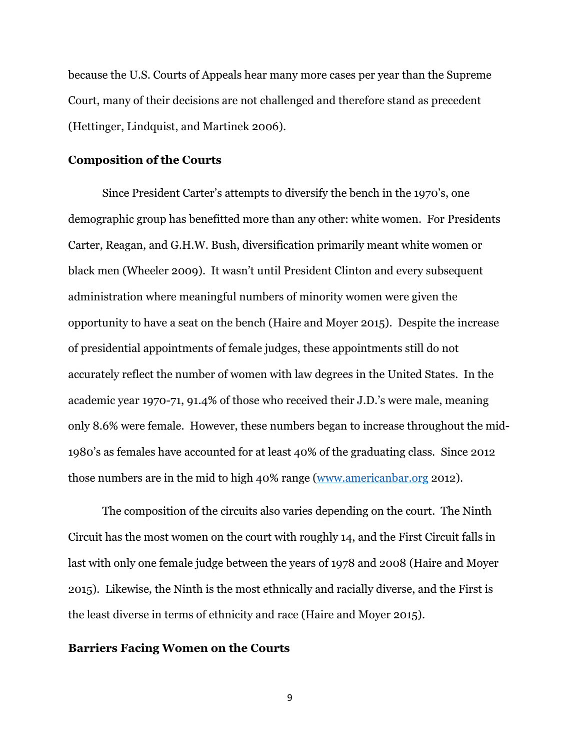because the U.S. Courts of Appeals hear many more cases per year than the Supreme Court, many of their decisions are not challenged and therefore stand as precedent (Hettinger, Lindquist, and Martinek 2006).

## Composition of the Courts

Since President Carter's attempts to diversify the bench in the 1970's, one demographic group has benefitted more than any other: white women. For Presidents Carter, Reagan, and G.H.W. Bush, diversification primarily meant white women or black men (Wheeler 2009). It wasn't until President Clinton and every subsequent administration where meaningful numbers of minority women were given the opportunity to have a seat on the bench (Haire and Moyer 2015). Despite the increase of presidential appointments of female judges, these appointments still do not accurately reflect the number of women with law degrees in the United States. In the academic year 1970-71, 91.4% of those who received their J.D.'s were male, meaning only 8.6% were female. However, these numbers began to increase throughout the mid-1980's as females have accounted for at least 40% of the graduating class. Since 2012 those numbers are in the mid to high 40% range (www.americanbar.org 2012).

The composition of the circuits also varies depending on the court. The Ninth Circuit has the most women on the court with roughly 14, and the First Circuit falls in last with only one female judge between the years of 1978 and 2008 (Haire and Moyer 2015). Likewise, the Ninth is the most ethnically and racially diverse, and the First is the least diverse in terms of ethnicity and race (Haire and Moyer 2015).

## Barriers Facing Women on the Courts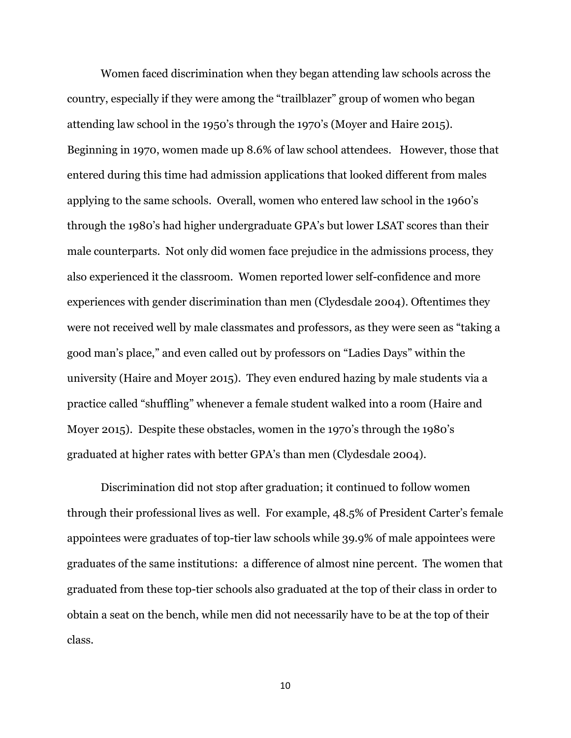Women faced discrimination when they began attending law schools across the country, especially if they were among the "trailblazer" group of women who began attending law school in the 1950's through the 1970's (Moyer and Haire 2015). Beginning in 1970, women made up 8.6% of law school attendees. However, those that entered during this time had admission applications that looked different from males applying to the same schools. Overall, women who entered law school in the 1960's through the 1980's had higher undergraduate GPA's but lower LSAT scores than their male counterparts. Not only did women face prejudice in the admissions process, they also experienced it the classroom. Women reported lower self-confidence and more experiences with gender discrimination than men (Clydesdale 2004). Oftentimes they were not received well by male classmates and professors, as they were seen as "taking a good man's place," and even called out by professors on "Ladies Days" within the university (Haire and Moyer 2015). They even endured hazing by male students via a practice called "shuffling" whenever a female student walked into a room (Haire and Moyer 2015). Despite these obstacles, women in the 1970's through the 1980's graduated at higher rates with better GPA's than men (Clydesdale 2004).

Discrimination did not stop after graduation; it continued to follow women through their professional lives as well. For example, 48.5% of President Carter's female appointees were graduates of top-tier law schools while 39.9% of male appointees were graduates of the same institutions: a difference of almost nine percent. The women that graduated from these top-tier schools also graduated at the top of their class in order to obtain a seat on the bench, while men did not necessarily have to be at the top of their class.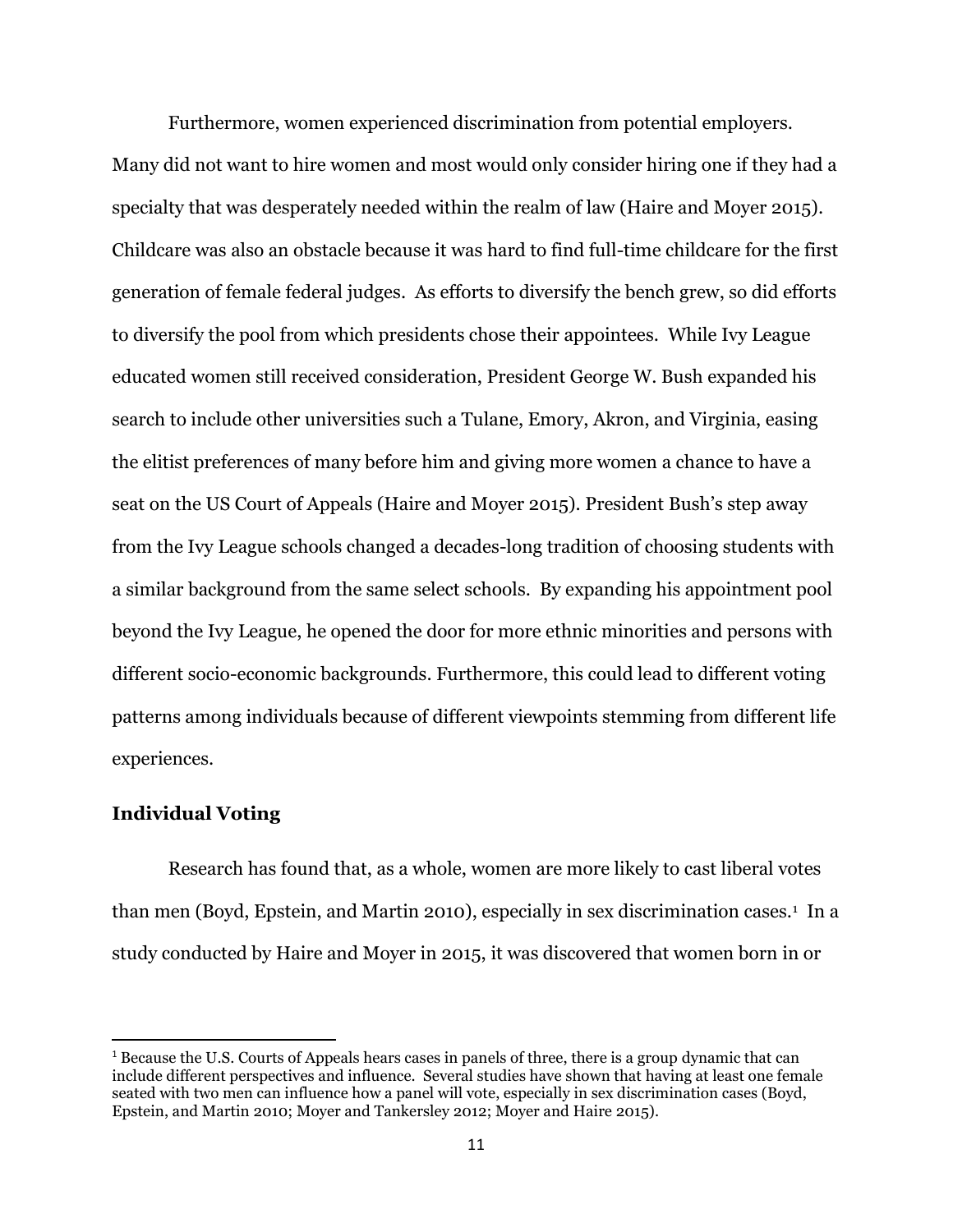Furthermore, women experienced discrimination from potential employers. Many did not want to hire women and most would only consider hiring one if they had a specialty that was desperately needed within the realm of law (Haire and Moyer 2015). Childcare was also an obstacle because it was hard to find full-time childcare for the first generation of female federal judges. As efforts to diversify the bench grew, so did efforts to diversify the pool from which presidents chose their appointees. While Ivy League educated women still received consideration, President George W. Bush expanded his search to include other universities such a Tulane, Emory, Akron, and Virginia, easing the elitist preferences of many before him and giving more women a chance to have a seat on the US Court of Appeals (Haire and Moyer 2015). President Bush's step away from the Ivy League schools changed a decades-long tradition of choosing students with a similar background from the same select schools. By expanding his appointment pool beyond the Ivy League, he opened the door for more ethnic minorities and persons with different socio-economic backgrounds. Furthermore, this could lead to different voting patterns among individuals because of different viewpoints stemming from different life experiences.

### Individual Voting

Research has found that, as a whole, women are more likely to cast liberal votes than men (Boyd, Epstein, and Martin 2010), especially in sex discrimination cases.[1] In a study conducted by Haire and Moyer in 2015, it was discovered that women born in or

[1] Because the U.S. Courts of Appeals hears cases in panels of three, there is a group dynamic that can include different perspectives and influence. Several studies have shown that having at least one female seated with two men can influence how a panel will vote, especially in sex discrimination cases (Boyd, Epstein, and Martin 2010; Moyer and Tankersley 2012; Moyer and Haire 2015).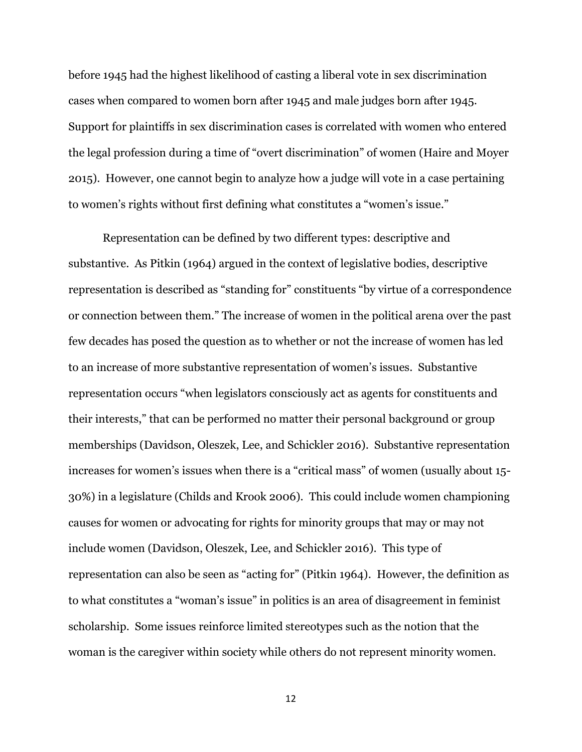before 1945 had the highest likelihood of casting a liberal vote in sex discrimination cases when compared to women born after 1945 and male judges born after 1945. Support for plaintiffs in sex discrimination cases is correlated with women who entered the legal profession during a time of "overt discrimination" of women (Haire and Moyer 2015). However, one cannot begin to analyze how a judge will vote in a case pertaining to women's rights without first defining what constitutes a "women's issue."

Representation can be defined by two different types: descriptive and substantive. As Pitkin (1964) argued in the context of legislative bodies, descriptive representation is described as "standing for" constituents "by virtue of a correspondence or connection between them." The increase of women in the political arena over the past few decades has posed the question as to whether or not the increase of women has led to an increase of more substantive representation of women's issues. Substantive representation occurs "when legislators consciously act as agents for constituents and their interests," that can be performed no matter their personal background or group memberships (Davidson, Oleszek, Lee, and Schickler 2016). Substantive representation increases for women's issues when there is a "critical mass" of women (usually about 15-30%) in a legislature (Childs and Krook 2006). This could include women championing causes for women or advocating for rights for minority groups that may or may not include women (Davidson, Oleszek, Lee, and Schickler 2016). This type of representation can also be seen as "acting for" (Pitkin 1964). However, the definition as to what constitutes a "woman's issue" in politics is an area of disagreement in feminist scholarship. Some issues reinforce limited stereotypes such as the notion that the woman is the caregiver within society while others do not represent minority women.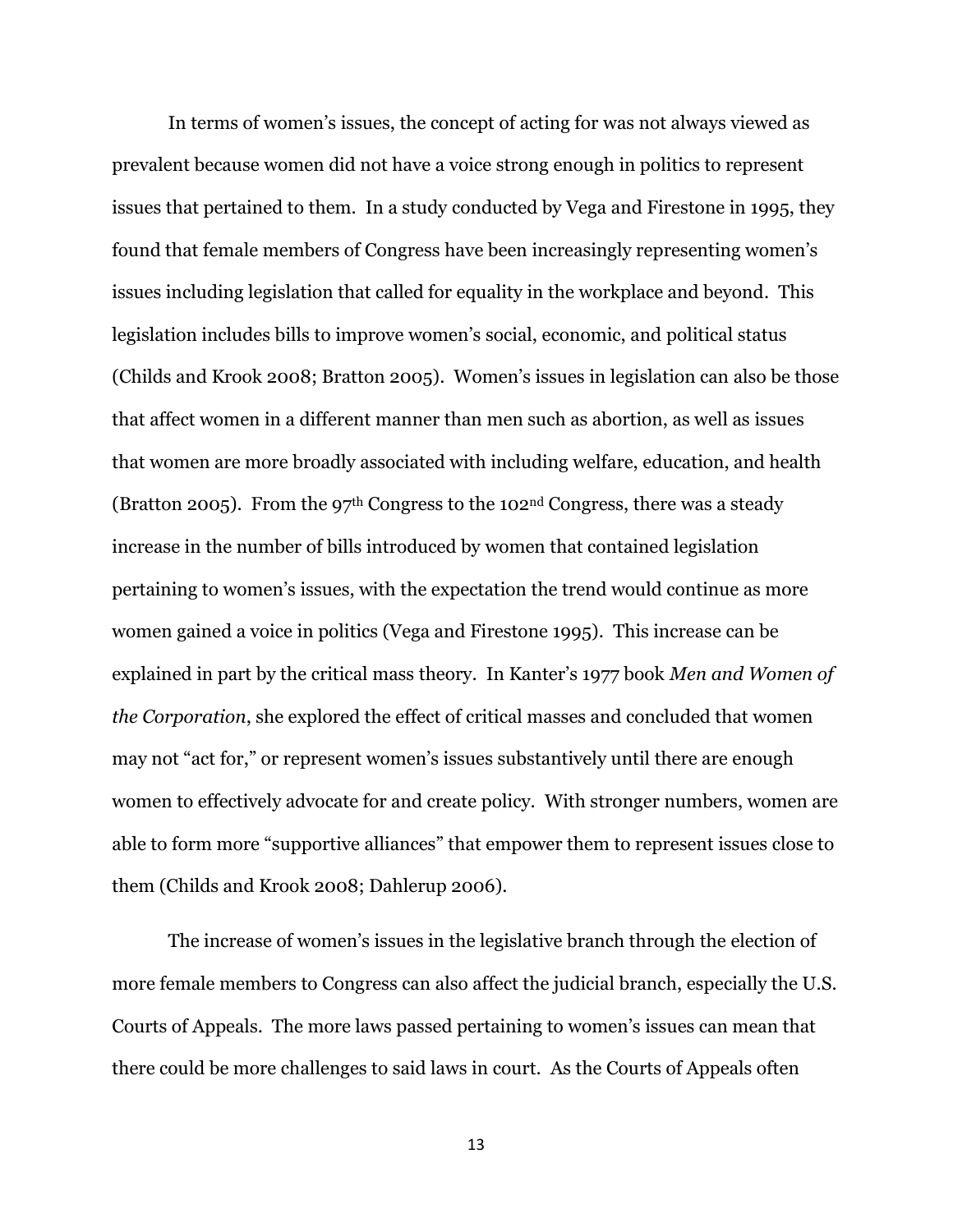In terms of women's issues, the concept of acting for was not always viewed as prevalent because women did not have a voice strong enough in politics to represent issues that pertained to them. In a study conducted by Vega and Firestone in 1995, they found that female members of Congress have been increasingly representing women's issues including legislation that called for equality in the workplace and beyond. This legislation includes bills to improve women's social, economic, and political status (Childs and Krook 2008; Bratton 2005). Women's issues in legislation can also be those that affect women in a different manner than men such as abortion, as well as issues that women are more broadly associated with including welfare, education, and health (Bratton 2005). From the 97th Congress to the 102nd Congress, there was a steady increase in the number of bills introduced by women that contained legislation pertaining to women's issues, with the expectation the trend would continue as more women gained a voice in politics (Vega and Firestone 1995). This increase can be explained in part by the critical mass theory. In Kanter's 1977 book *Men and Women of the Corporation*, she explored the effect of critical masses and concluded that women may not "act for," or represent women's issues substantively until there are enough women to effectively advocate for and create policy. With stronger numbers, women are able to form more "supportive alliances" that empower them to represent issues close to them (Childs and Krook 2008; Dahlerup 2006).

The increase of women's issues in the legislative branch through the election of more female members to Congress can also affect the judicial branch, especially the U.S. Courts of Appeals. The more laws passed pertaining to women's issues can mean that there could be more challenges to said laws in court. As the Courts of Appeals often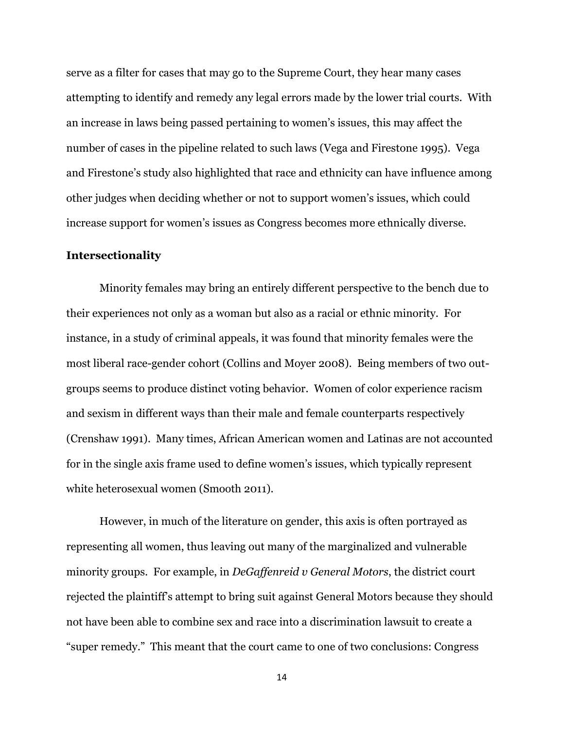serve as a filter for cases that may go to the Supreme Court, they hear many cases attempting to identify and remedy any legal errors made by the lower trial courts. With an increase in laws being passed pertaining to women's issues, this may affect the number of cases in the pipeline related to such laws (Vega and Firestone 1995). Vega and Firestone's study also highlighted that race and ethnicity can have influence among other judges when deciding whether or not to support women's issues, which could increase support for women's issues as Congress becomes more ethnically diverse.

**Intersectionality**

Minority females may bring an entirely different perspective to the bench due to their experiences not only as a woman but also as a racial or ethnic minority. For instance, in a study of criminal appeals, it was found that minority females were the most liberal race-gender cohort (Collins and Moyer 2008). Being members of two out-groups seems to produce distinct voting behavior. Women of color experience racism and sexism in different ways than their male and female counterparts respectively (Crenshaw 1991). Many times, African American women and Latinas are not accounted for in the single axis frame used to define women's issues, which typically represent white heterosexual women (Smooth 2011).

However, in much of the literature on gender, this axis is often portrayed as representing all women, thus leaving out many of the marginalized and vulnerable minority groups. For example, in *DeGaffenreid v General Motors*, the district court rejected the plaintiff's attempt to bring suit against General Motors because they should not have been able to combine sex and race into a discrimination lawsuit to create a "super remedy." This meant that the court came to one of two conclusions: Congress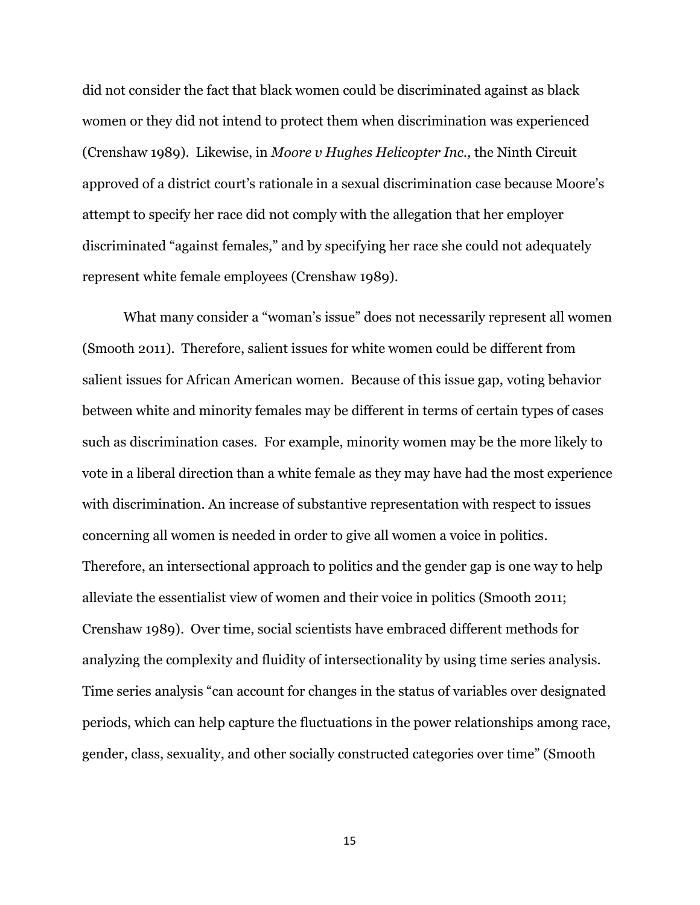did not consider the fact that black women could be discriminated against as black women or they did not intend to protect them when discrimination was experienced (Crenshaw 1989). Likewise, in *Moore v Hughes Helicopter Inc.,* the Ninth Circuit approved of a district court's rationale in a sexual discrimination case because Moore's attempt to specify her race did not comply with the allegation that her employer discriminated "against females," and by specifying her race she could not adequately represent white female employees (Crenshaw 1989).

What many consider a "woman's issue" does not necessarily represent all women (Smooth 2011). Therefore, salient issues for white women could be different from salient issues for African American women. Because of this issue gap, voting behavior between white and minority females may be different in terms of certain types of cases such as discrimination cases. For example, minority women may be the more likely to vote in a liberal direction than a white female as they may have had the most experience with discrimination. An increase of substantive representation with respect to issues concerning all women is needed in order to give all women a voice in politics. Therefore, an intersectional approach to politics and the gender gap is one way to help alleviate the essentialist view of women and their voice in politics (Smooth 2011; Crenshaw 1989). Over time, social scientists have embraced different methods for analyzing the complexity and fluidity of intersectionality by using time series analysis. Time series analysis "can account for changes in the status of variables over designated periods, which can help capture the fluctuations in the power relationships among race, gender, class, sexuality, and other socially constructed categories over time" (Smooth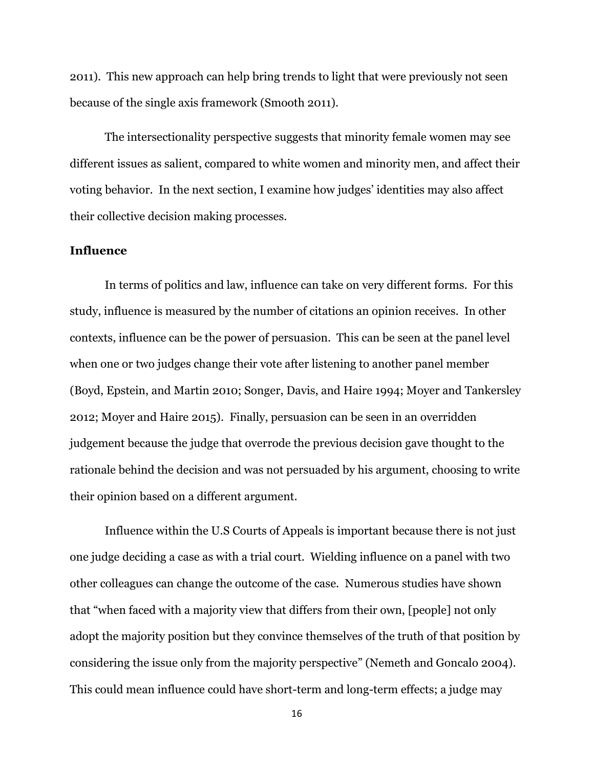2011). This new approach can help bring trends to light that were previously not seen because of the single axis framework (Smooth 2011).

The intersectionality perspective suggests that minority female women may see different issues as salient, compared to white women and minority men, and affect their voting behavior. In the next section, I examine how judges' identities may also affect their collective decision making processes.

## Influence

In terms of politics and law, influence can take on very different forms. For this study, influence is measured by the number of citations an opinion receives. In other contexts, influence can be the power of persuasion. This can be seen at the panel level when one or two judges change their vote after listening to another panel member (Boyd, Epstein, and Martin 2010; Songer, Davis, and Haire 1994; Moyer and Tankersley 2012; Moyer and Haire 2015). Finally, persuasion can be seen in an overridden judgement because the judge that overrode the previous decision gave thought to the rationale behind the decision and was not persuaded by his argument, choosing to write their opinion based on a different argument.

Influence within the U.S Courts of Appeals is important because there is not just one judge deciding a case as with a trial court. Wielding influence on a panel with two other colleagues can change the outcome of the case. Numerous studies have shown that "when faced with a majority view that differs from their own, [people] not only adopt the majority position but they convince themselves of the truth of that position by considering the issue only from the majority perspective" (Nemeth and Goncalo 2004). This could mean influence could have short-term and long-term effects; a judge may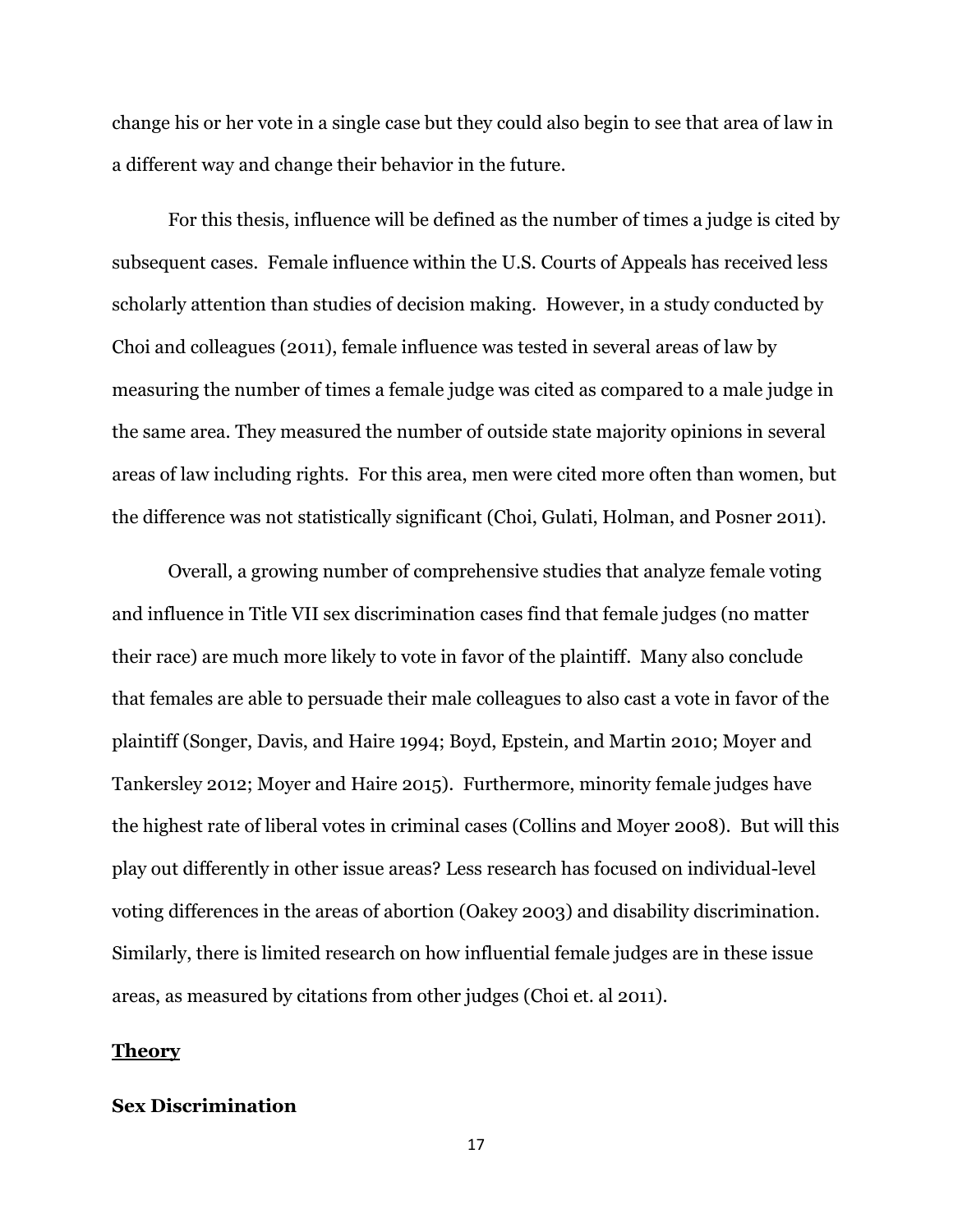change his or her vote in a single case but they could also begin to see that area of law in a different way and change their behavior in the future.

For this thesis, influence will be defined as the number of times a judge is cited by subsequent cases. Female influence within the U.S. Courts of Appeals has received less scholarly attention than studies of decision making. However, in a study conducted by Choi and colleagues (2011), female influence was tested in several areas of law by measuring the number of times a female judge was cited as compared to a male judge in the same area. They measured the number of outside state majority opinions in several areas of law including rights. For this area, men were cited more often than women, but the difference was not statistically significant (Choi, Gulati, Holman, and Posner 2011).

Overall, a growing number of comprehensive studies that analyze female voting and influence in Title VII sex discrimination cases find that female judges (no matter their race) are much more likely to vote in favor of the plaintiff. Many also conclude that females are able to persuade their male colleagues to also cast a vote in favor of the plaintiff (Songer, Davis, and Haire 1994; Boyd, Epstein, and Martin 2010; Moyer and Tankersley 2012; Moyer and Haire 2015). Furthermore, minority female judges have the highest rate of liberal votes in criminal cases (Collins and Moyer 2008). But will this play out differently in other issue areas? Less research has focused on individual-level voting differences in the areas of abortion (Oakey 2003) and disability discrimination. Similarly, there is limited research on how influential female judges are in these issue areas, as measured by citations from other judges (Choi et. al 2011).

## Theory

### Sex Discrimination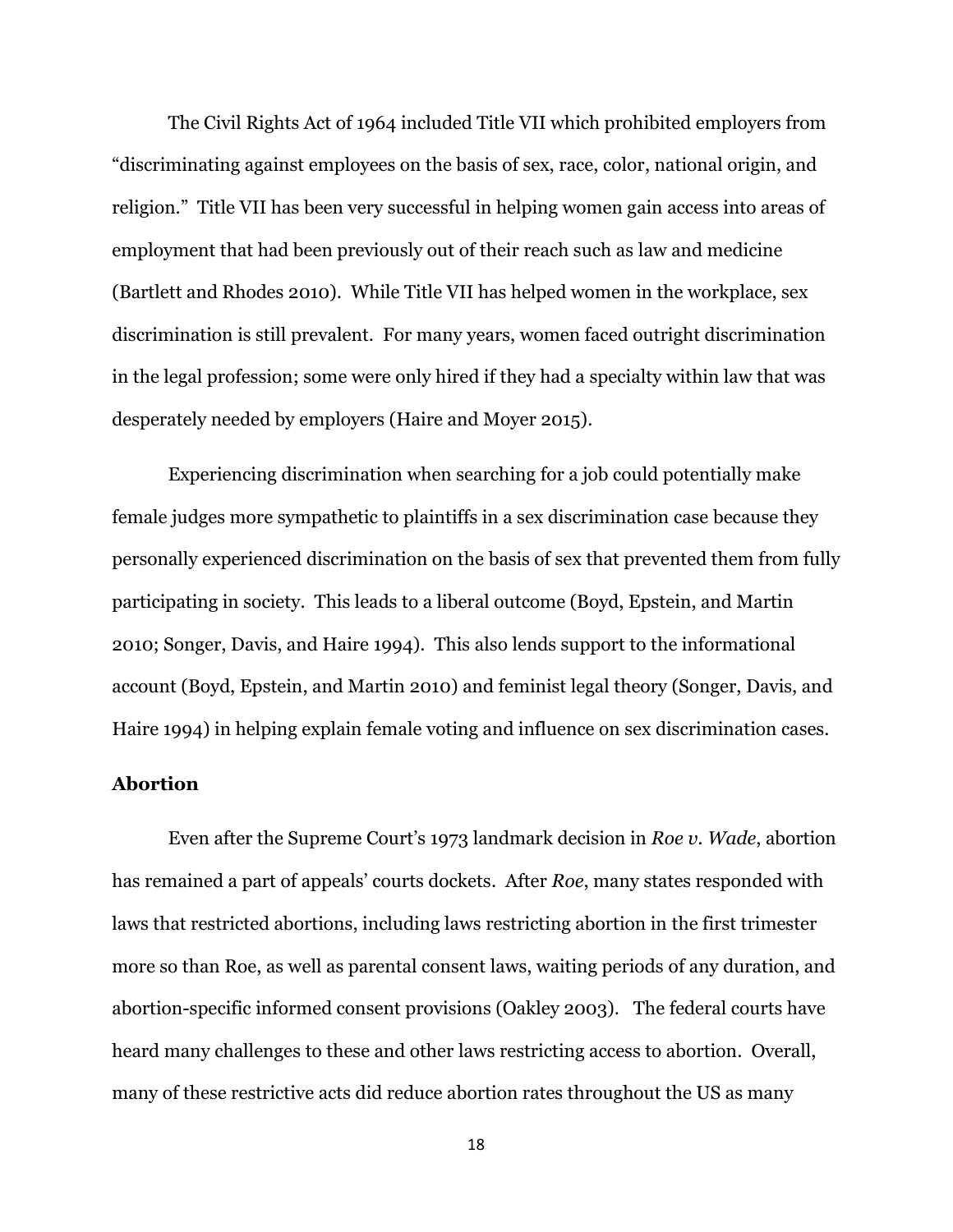The Civil Rights Act of 1964 included Title VII which prohibited employers from "discriminating against employees on the basis of sex, race, color, national origin, and religion." Title VII has been very successful in helping women gain access into areas of employment that had been previously out of their reach such as law and medicine (Bartlett and Rhodes 2010). While Title VII has helped women in the workplace, sex discrimination is still prevalent. For many years, women faced outright discrimination in the legal profession; some were only hired if they had a specialty within law that was desperately needed by employers (Haire and Moyer 2015).

Experiencing discrimination when searching for a job could potentially make female judges more sympathetic to plaintiffs in a sex discrimination case because they personally experienced discrimination on the basis of sex that prevented them from fully participating in society. This leads to a liberal outcome (Boyd, Epstein, and Martin 2010; Songer, Davis, and Haire 1994). This also lends support to the informational account (Boyd, Epstein, and Martin 2010) and feminist legal theory (Songer, Davis, and Haire 1994) in helping explain female voting and influence on sex discrimination cases.

**Abortion**

Even after the Supreme Court's 1973 landmark decision in *Roe v. Wade*, abortion has remained a part of appeals' courts dockets. After *Roe*, many states responded with laws that restricted abortions, including laws restricting abortion in the first trimester more so than Roe, as well as parental consent laws, waiting periods of any duration, and abortion-specific informed consent provisions (Oakley 2003). The federal courts have heard many challenges to these and other laws restricting access to abortion. Overall, many of these restrictive acts did reduce abortion rates throughout the US as many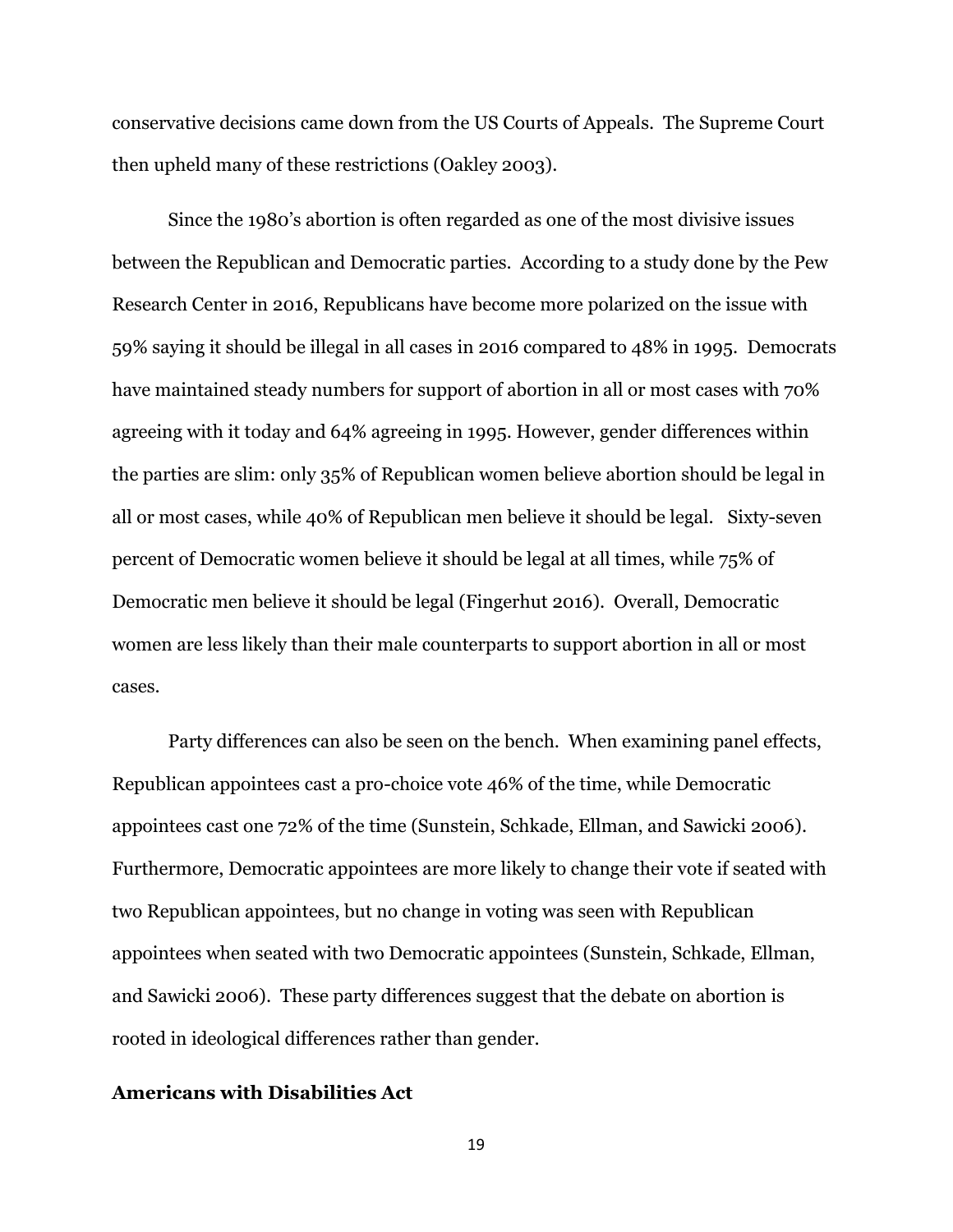conservative decisions came down from the US Courts of Appeals. The Supreme Court then upheld many of these restrictions (Oakley 2003).

Since the 1980's abortion is often regarded as one of the most divisive issues between the Republican and Democratic parties. According to a study done by the Pew Research Center in 2016, Republicans have become more polarized on the issue with 59% saying it should be illegal in all cases in 2016 compared to 48% in 1995. Democrats have maintained steady numbers for support of abortion in all or most cases with 70% agreeing with it today and 64% agreeing in 1995. However, gender differences within the parties are slim: only 35% of Republican women believe abortion should be legal in all or most cases, while 40% of Republican men believe it should be legal. Sixty-seven percent of Democratic women believe it should be legal at all times, while 75% of Democratic men believe it should be legal (Fingerhut 2016). Overall, Democratic women are less likely than their male counterparts to support abortion in all or most cases.

Party differences can also be seen on the bench. When examining panel effects, Republican appointees cast a pro-choice vote 46% of the time, while Democratic appointees cast one 72% of the time (Sunstein, Schkade, Ellman, and Sawicki 2006). Furthermore, Democratic appointees are more likely to change their vote if seated with two Republican appointees, but no change in voting was seen with Republican appointees when seated with two Democratic appointees (Sunstein, Schkade, Ellman, and Sawicki 2006). These party differences suggest that the debate on abortion is rooted in ideological differences rather than gender.

**Americans with Disabilities Act**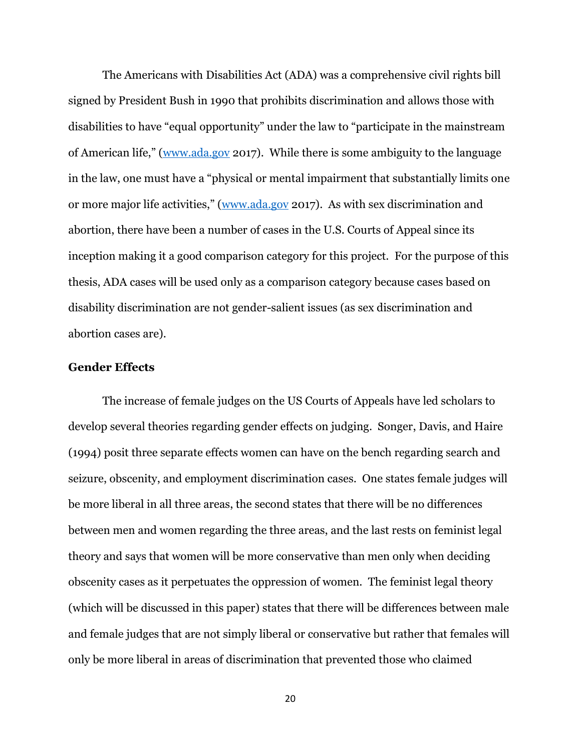The Americans with Disabilities Act (ADA) was a comprehensive civil rights bill signed by President Bush in 1990 that prohibits discrimination and allows those with disabilities to have "equal opportunity" under the law to "participate in the mainstream of American life," (www.ada.gov 2017). While there is some ambiguity to the language in the law, one must have a "physical or mental impairment that substantially limits one or more major life activities," (www.ada.gov 2017). As with sex discrimination and abortion, there have been a number of cases in the U.S. Courts of Appeal since its inception making it a good comparison category for this project. For the purpose of this thesis, ADA cases will be used only as a comparison category because cases based on disability discrimination are not gender-salient issues (as sex discrimination and abortion cases are).

**Gender Effects**

The increase of female judges on the US Courts of Appeals have led scholars to develop several theories regarding gender effects on judging. Songer, Davis, and Haire (1994) posit three separate effects women can have on the bench regarding search and seizure, obscenity, and employment discrimination cases. One states female judges will be more liberal in all three areas, the second states that there will be no differences between men and women regarding the three areas, and the last rests on feminist legal theory and says that women will be more conservative than men only when deciding obscenity cases as it perpetuates the oppression of women. The feminist legal theory (which will be discussed in this paper) states that there will be differences between male and female judges that are not simply liberal or conservative but rather that females will only be more liberal in areas of discrimination that prevented those who claimed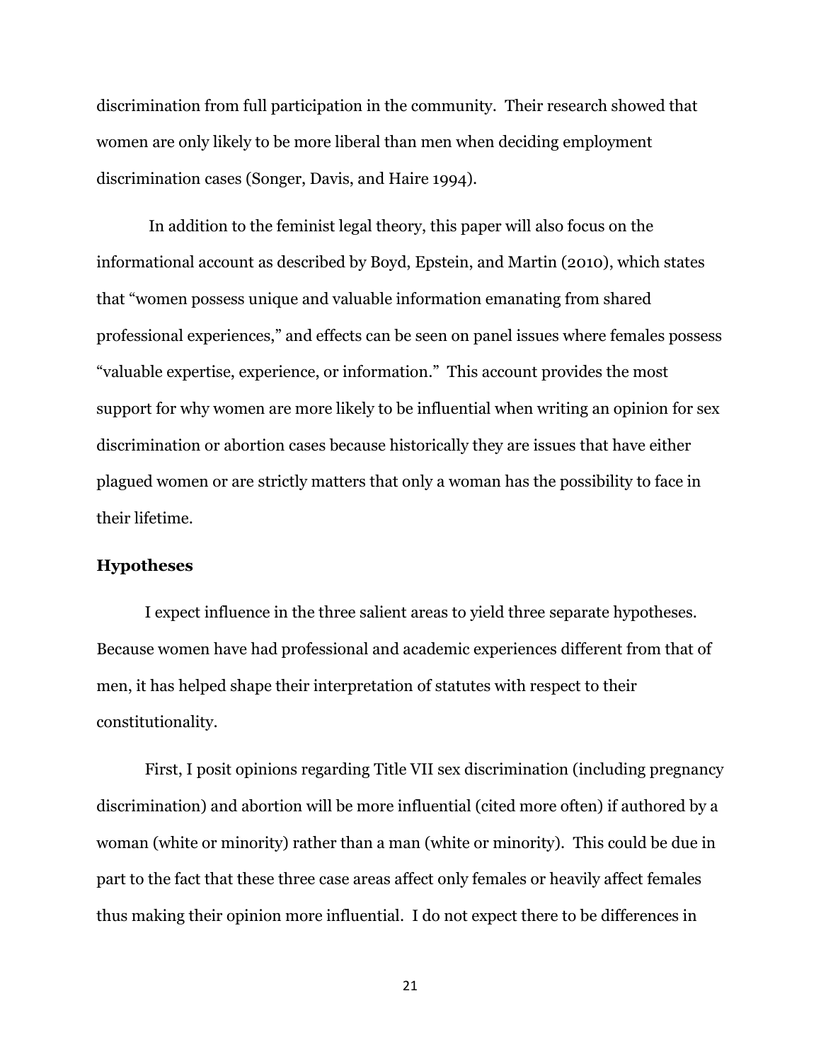discrimination from full participation in the community. Their research showed that women are only likely to be more liberal than men when deciding employment discrimination cases (Songer, Davis, and Haire 1994).

In addition to the feminist legal theory, this paper will also focus on the informational account as described by Boyd, Epstein, and Martin (2010), which states that "women possess unique and valuable information emanating from shared professional experiences," and effects can be seen on panel issues where females possess "valuable expertise, experience, or information." This account provides the most support for why women are more likely to be influential when writing an opinion for sex discrimination or abortion cases because historically they are issues that have either plagued women or are strictly matters that only a woman has the possibility to face in their lifetime.

### Hypotheses

I expect influence in the three salient areas to yield three separate hypotheses. Because women have had professional and academic experiences different from that of men, it has helped shape their interpretation of statutes with respect to their constitutionality.

First, I posit opinions regarding Title VII sex discrimination (including pregnancy discrimination) and abortion will be more influential (cited more often) if authored by a woman (white or minority) rather than a man (white or minority). This could be due in part to the fact that these three case areas affect only females or heavily affect females thus making their opinion more influential. I do not expect there to be differences in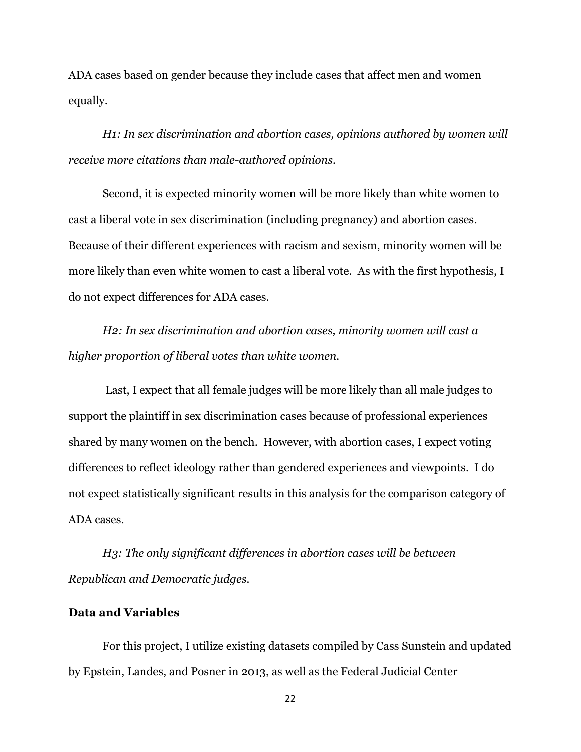ADA cases based on gender because they include cases that affect men and women equally.

*H1: In sex discrimination and abortion cases, opinions authored by women will receive more citations than male-authored opinions.*

Second, it is expected minority women will be more likely than white women to cast a liberal vote in sex discrimination (including pregnancy) and abortion cases. Because of their different experiences with racism and sexism, minority women will be more likely than even white women to cast a liberal vote. As with the first hypothesis, I do not expect differences for ADA cases.

*H2: In sex discrimination and abortion cases, minority women will cast a higher proportion of liberal votes than white women.*

Last, I expect that all female judges will be more likely than all male judges to support the plaintiff in sex discrimination cases because of professional experiences shared by many women on the bench. However, with abortion cases, I expect voting differences to reflect ideology rather than gendered experiences and viewpoints. I do not expect statistically significant results in this analysis for the comparison category of ADA cases.

*H3: The only significant differences in abortion cases will be between Republican and Democratic judges.*

## Data and Variables

For this project, I utilize existing datasets compiled by Cass Sunstein and updated by Epstein, Landes, and Posner in 2013, as well as the Federal Judicial Center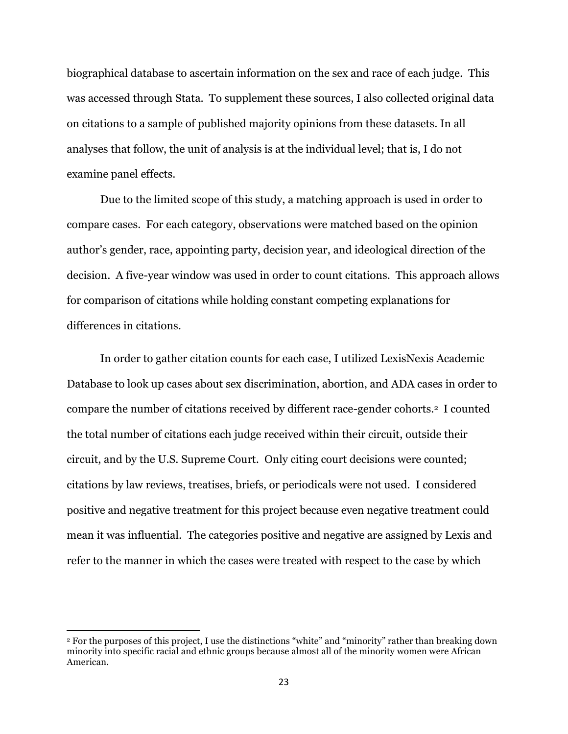biographical database to ascertain information on the sex and race of each judge. This was accessed through Stata. To supplement these sources, I also collected original data on citations to a sample of published majority opinions from these datasets. In all analyses that follow, the unit of analysis is at the individual level; that is, I do not examine panel effects.

Due to the limited scope of this study, a matching approach is used in order to compare cases. For each category, observations were matched based on the opinion author's gender, race, appointing party, decision year, and ideological direction of the decision. A five-year window was used in order to count citations. This approach allows for comparison of citations while holding constant competing explanations for differences in citations.

In order to gather citation counts for each case, I utilized LexisNexis Academic Database to look up cases about sex discrimination, abortion, and ADA cases in order to compare the number of citations received by different race-gender cohorts.[2] I counted the total number of citations each judge received within their circuit, outside their circuit, and by the U.S. Supreme Court. Only citing court decisions were counted; citations by law reviews, treatises, briefs, or periodicals were not used. I considered positive and negative treatment for this project because even negative treatment could mean it was influential. The categories positive and negative are assigned by Lexis and refer to the manner in which the cases were treated with respect to the case by which

---

[2] For the purposes of this project, I use the distinctions "white" and "minority" rather than breaking down minority into specific racial and ethnic groups because almost all of the minority women were African American.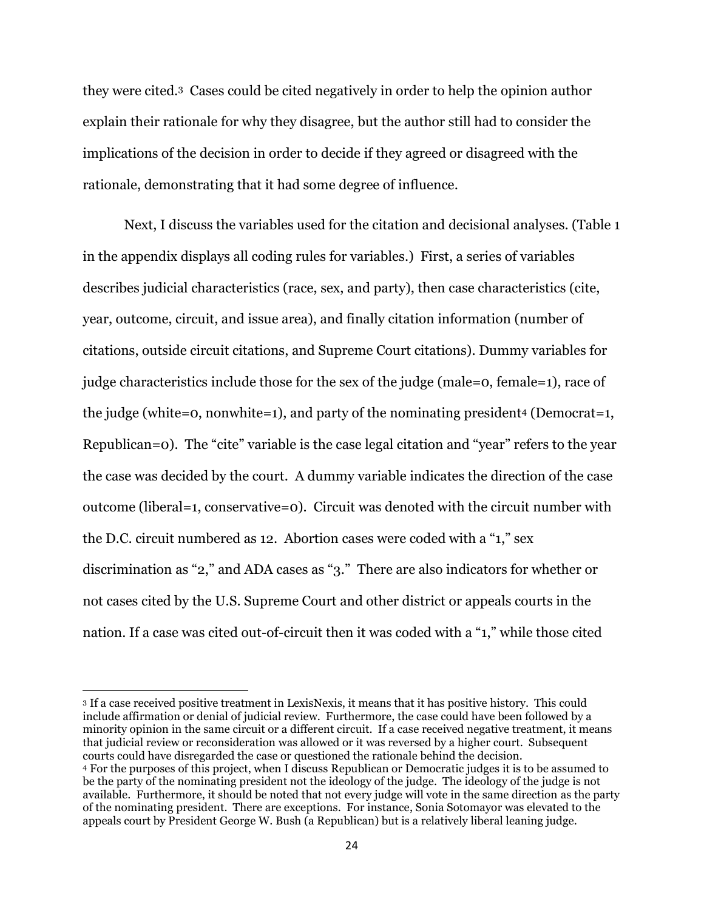they were cited.[3] Cases could be cited negatively in order to help the opinion author explain their rationale for why they disagree, but the author still had to consider the implications of the decision in order to decide if they agreed or disagreed with the rationale, demonstrating that it had some degree of influence.

Next, I discuss the variables used for the citation and decisional analyses. (Table 1 in the appendix displays all coding rules for variables.) First, a series of variables describes judicial characteristics (race, sex, and party), then case characteristics (cite, year, outcome, circuit, and issue area), and finally citation information (number of citations, outside circuit citations, and Supreme Court citations). Dummy variables for judge characteristics include those for the sex of the judge (male=0, female=1), race of the judge (white=0, nonwhite=1), and party of the nominating president[4] (Democrat=1, Republican=0). The "cite" variable is the case legal citation and "year" refers to the year the case was decided by the court. A dummy variable indicates the direction of the case outcome (liberal=1, conservative=0). Circuit was denoted with the circuit number with the D.C. circuit numbered as 12. Abortion cases were coded with a "1," sex discrimination as "2," and ADA cases as "3." There are also indicators for whether or not cases cited by the U.S. Supreme Court and other district or appeals courts in the nation. If a case was cited out-of-circuit then it was coded with a "1," while those cited

---

[3] If a case received positive treatment in LexisNexis, it means that it has positive history. This could include affirmation or denial of judicial review. Furthermore, the case could have been followed by a minority opinion in the same circuit or a different circuit. If a case received negative treatment, it means that judicial review or reconsideration was allowed or it was reversed by a higher court. Subsequent courts could have disregarded the case or questioned the rationale behind the decision.

[4] For the purposes of this project, when I discuss Republican or Democratic judges it is to be assumed to be the party of the nominating president not the ideology of the judge. The ideology of the judge is not available. Furthermore, it should be noted that not every judge will vote in the same direction as the party of the nominating president. There are exceptions. For instance, Sonia Sotomayor was elevated to the appeals court by President George W. Bush (a Republican) but is a relatively liberal leaning judge.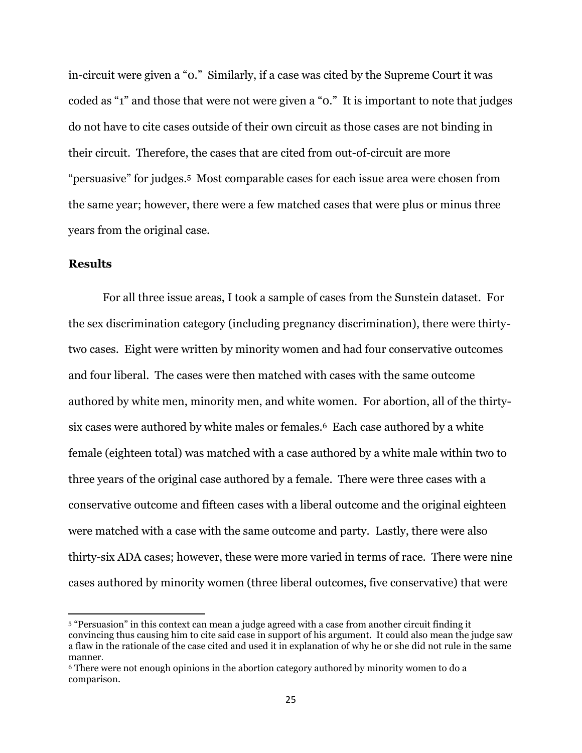in-circuit were given a "0." Similarly, if a case was cited by the Supreme Court it was coded as "1" and those that were not were given a "0." It is important to note that judges do not have to cite cases outside of their own circuit as those cases are not binding in their circuit. Therefore, the cases that are cited from out-of-circuit are more "persuasive" for judges.[5] Most comparable cases for each issue area were chosen from the same year; however, there were a few matched cases that were plus or minus three years from the original case.

### Results

For all three issue areas, I took a sample of cases from the Sunstein dataset. For the sex discrimination category (including pregnancy discrimination), there were thirty-two cases. Eight were written by minority women and had four conservative outcomes and four liberal. The cases were then matched with cases with the same outcome authored by white men, minority men, and white women. For abortion, all of the thirty-six cases were authored by white males or females.[6] Each case authored by a white female (eighteen total) was matched with a case authored by a white male within two to three years of the original case authored by a female. There were three cases with a conservative outcome and fifteen cases with a liberal outcome and the original eighteen were matched with a case with the same outcome and party. Lastly, there were also thirty-six ADA cases; however, these were more varied in terms of race. There were nine cases authored by minority women (three liberal outcomes, five conservative) that were

---

[5] "Persuasion" in this context can mean a judge agreed with a case from another circuit finding it convincing thus causing him to cite said case in support of his argument. It could also mean the judge saw a flaw in the rationale of the case cited and used it in explanation of why he or she did not rule in the same manner.

[6] There were not enough opinions in the abortion category authored by minority women to do a comparison.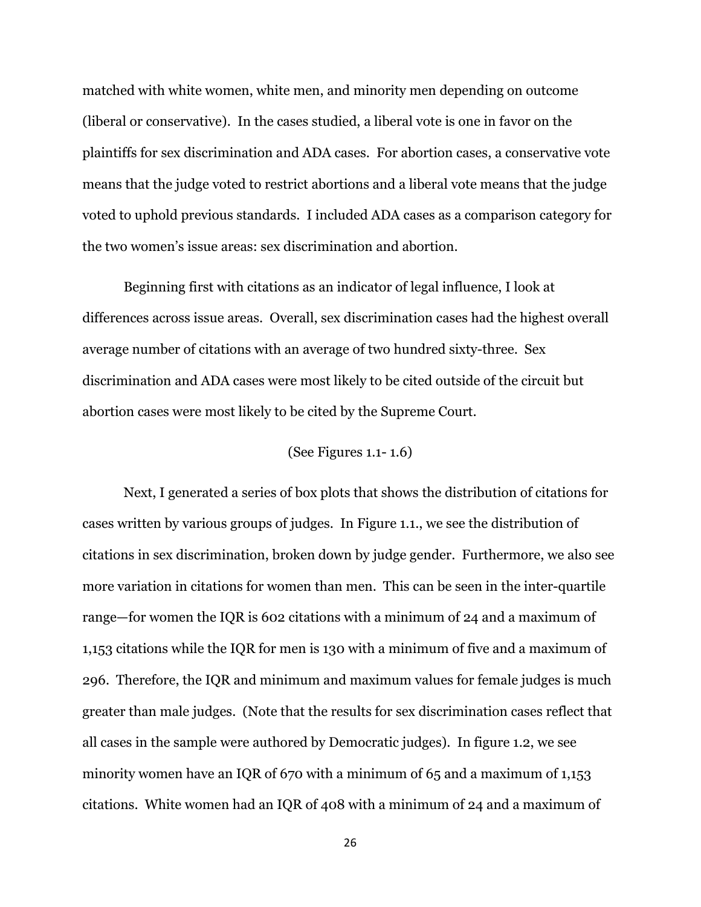matched with white women, white men, and minority men depending on outcome (liberal or conservative). In the cases studied, a liberal vote is one in favor on the plaintiffs for sex discrimination and ADA cases. For abortion cases, a conservative vote means that the judge voted to restrict abortions and a liberal vote means that the judge voted to uphold previous standards. I included ADA cases as a comparison category for the two women's issue areas: sex discrimination and abortion.

Beginning first with citations as an indicator of legal influence, I look at differences across issue areas. Overall, sex discrimination cases had the highest overall average number of citations with an average of two hundred sixty-three. Sex discrimination and ADA cases were most likely to be cited outside of the circuit but abortion cases were most likely to be cited by the Supreme Court.

(See Figures 1.1- 1.6)

Next, I generated a series of box plots that shows the distribution of citations for cases written by various groups of judges. In Figure 1.1., we see the distribution of citations in sex discrimination, broken down by judge gender. Furthermore, we also see more variation in citations for women than men. This can be seen in the inter-quartile range—for women the IQR is 602 citations with a minimum of 24 and a maximum of 1,153 citations while the IQR for men is 130 with a minimum of five and a maximum of 296. Therefore, the IQR and minimum and maximum values for female judges is much greater than male judges. (Note that the results for sex discrimination cases reflect that all cases in the sample were authored by Democratic judges). In figure 1.2, we see minority women have an IQR of 670 with a minimum of 65 and a maximum of 1,153 citations. White women had an IQR of 408 with a minimum of 24 and a maximum of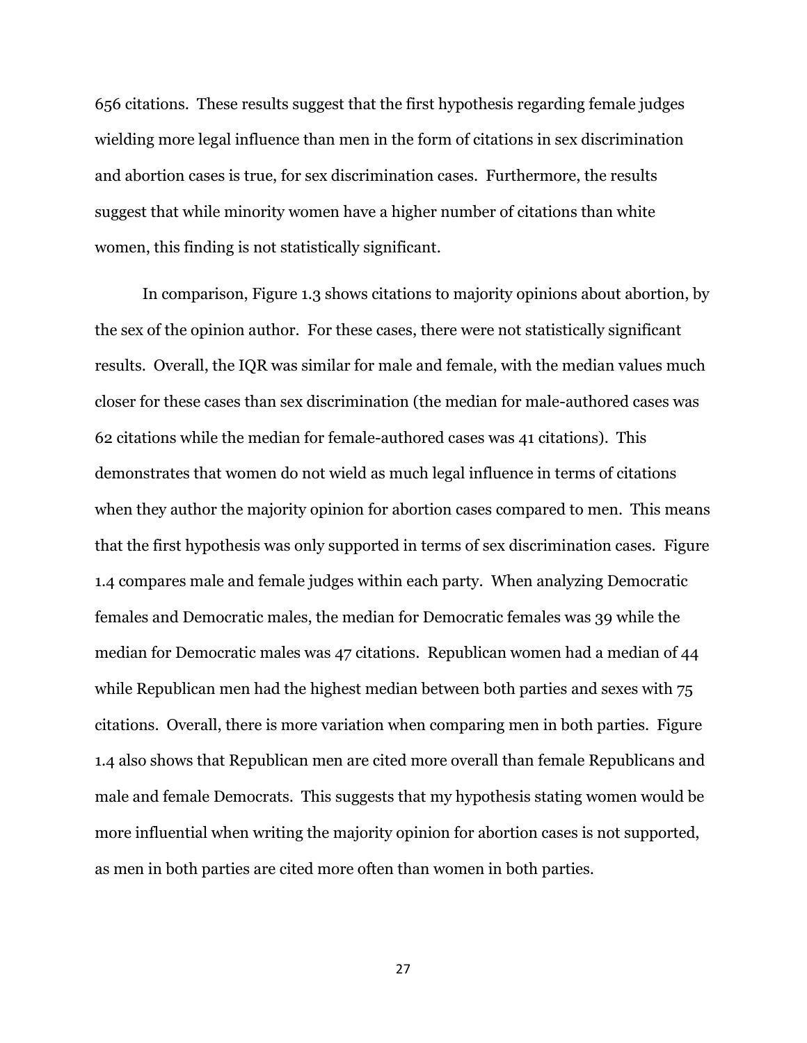656 citations. These results suggest that the first hypothesis regarding female judges wielding more legal influence than men in the form of citations in sex discrimination and abortion cases is true, for sex discrimination cases. Furthermore, the results suggest that while minority women have a higher number of citations than white women, this finding is not statistically significant.

In comparison, Figure 1.3 shows citations to majority opinions about abortion, by the sex of the opinion author. For these cases, there were not statistically significant results. Overall, the IQR was similar for male and female, with the median values much closer for these cases than sex discrimination (the median for male-authored cases was 62 citations while the median for female-authored cases was 41 citations). This demonstrates that women do not wield as much legal influence in terms of citations when they author the majority opinion for abortion cases compared to men. This means that the first hypothesis was only supported in terms of sex discrimination cases. Figure 1.4 compares male and female judges within each party. When analyzing Democratic females and Democratic males, the median for Democratic females was 39 while the median for Democratic males was 47 citations. Republican women had a median of 44 while Republican men had the highest median between both parties and sexes with 75 citations. Overall, there is more variation when comparing men in both parties. Figure 1.4 also shows that Republican men are cited more overall than female Republicans and male and female Democrats. This suggests that my hypothesis stating women would be more influential when writing the majority opinion for abortion cases is not supported, as men in both parties are cited more often than women in both parties.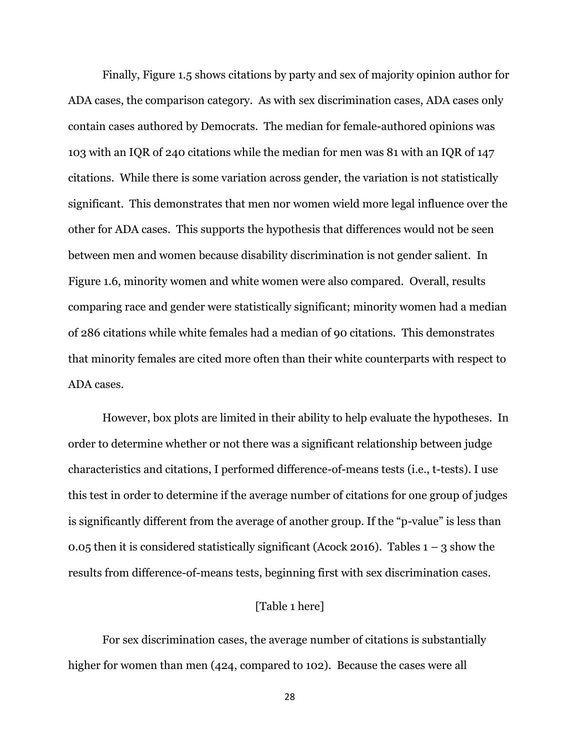Finally, Figure 1.5 shows citations by party and sex of majority opinion author for ADA cases, the comparison category. As with sex discrimination cases, ADA cases only contain cases authored by Democrats. The median for female-authored opinions was 103 with an IQR of 240 citations while the median for men was 81 with an IQR of 147 citations. While there is some variation across gender, the variation is not statistically significant. This demonstrates that men nor women wield more legal influence over the other for ADA cases. This supports the hypothesis that differences would not be seen between men and women because disability discrimination is not gender salient. In Figure 1.6, minority women and white women were also compared. Overall, results comparing race and gender were statistically significant; minority women had a median of 286 citations while white females had a median of 90 citations. This demonstrates that minority females are cited more often than their white counterparts with respect to ADA cases.

However, box plots are limited in their ability to help evaluate the hypotheses. In order to determine whether or not there was a significant relationship between judge characteristics and citations, I performed difference-of-means tests (i.e., t-tests). I use this test in order to determine if the average number of citations for one group of judges is significantly different from the average of another group. If the "p-value" is less than 0.05 then it is considered statistically significant (Acock 2016). Tables 1 – 3 show the results from difference-of-means tests, beginning first with sex discrimination cases.

[Table 1 here]

For sex discrimination cases, the average number of citations is substantially higher for women than men (424, compared to 102). Because the cases were all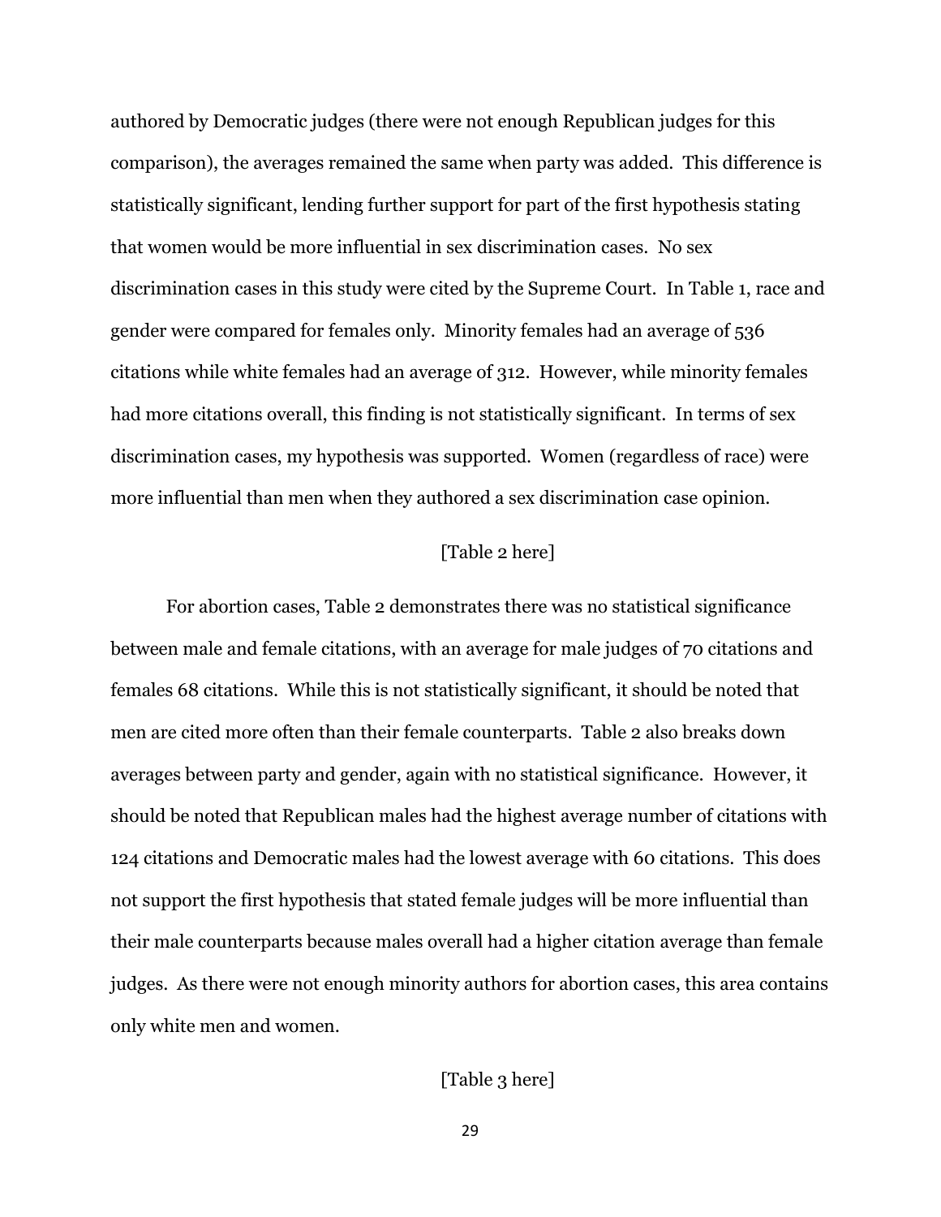authored by Democratic judges (there were not enough Republican judges for this comparison), the averages remained the same when party was added. This difference is statistically significant, lending further support for part of the first hypothesis stating that women would be more influential in sex discrimination cases. No sex discrimination cases in this study were cited by the Supreme Court. In Table 1, race and gender were compared for females only. Minority females had an average of 536 citations while white females had an average of 312. However, while minority females had more citations overall, this finding is not statistically significant. In terms of sex discrimination cases, my hypothesis was supported. Women (regardless of race) were more influential than men when they authored a sex discrimination case opinion.

[Table 2 here]

For abortion cases, Table 2 demonstrates there was no statistical significance between male and female citations, with an average for male judges of 70 citations and females 68 citations. While this is not statistically significant, it should be noted that men are cited more often than their female counterparts. Table 2 also breaks down averages between party and gender, again with no statistical significance. However, it should be noted that Republican males had the highest average number of citations with 124 citations and Democratic males had the lowest average with 60 citations. This does not support the first hypothesis that stated female judges will be more influential than their male counterparts because males overall had a higher citation average than female judges. As there were not enough minority authors for abortion cases, this area contains only white men and women.

[Table 3 here]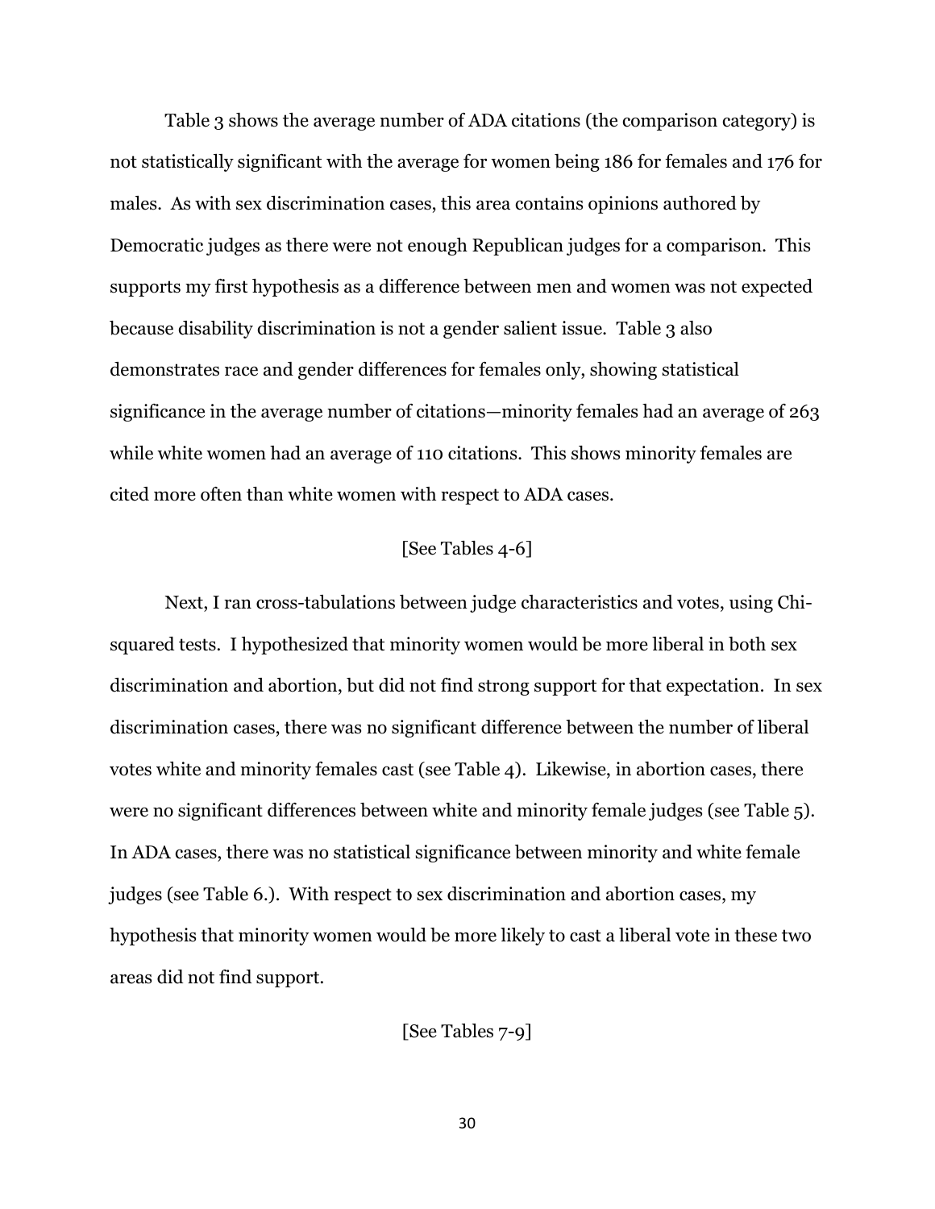Table 3 shows the average number of ADA citations (the comparison category) is not statistically significant with the average for women being 186 for females and 176 for males. As with sex discrimination cases, this area contains opinions authored by Democratic judges as there were not enough Republican judges for a comparison. This supports my first hypothesis as a difference between men and women was not expected because disability discrimination is not a gender salient issue. Table 3 also demonstrates race and gender differences for females only, showing statistical significance in the average number of citations—minority females had an average of 263 while white women had an average of 110 citations. This shows minority females are cited more often than white women with respect to ADA cases.

[See Tables 4-6]

Next, I ran cross-tabulations between judge characteristics and votes, using Chi-squared tests. I hypothesized that minority women would be more liberal in both sex discrimination and abortion, but did not find strong support for that expectation. In sex discrimination cases, there was no significant difference between the number of liberal votes white and minority females cast (see Table 4). Likewise, in abortion cases, there were no significant differences between white and minority female judges (see Table 5). In ADA cases, there was no statistical significance between minority and white female judges (see Table 6.). With respect to sex discrimination and abortion cases, my hypothesis that minority women would be more likely to cast a liberal vote in these two areas did not find support.

[See Tables 7-9]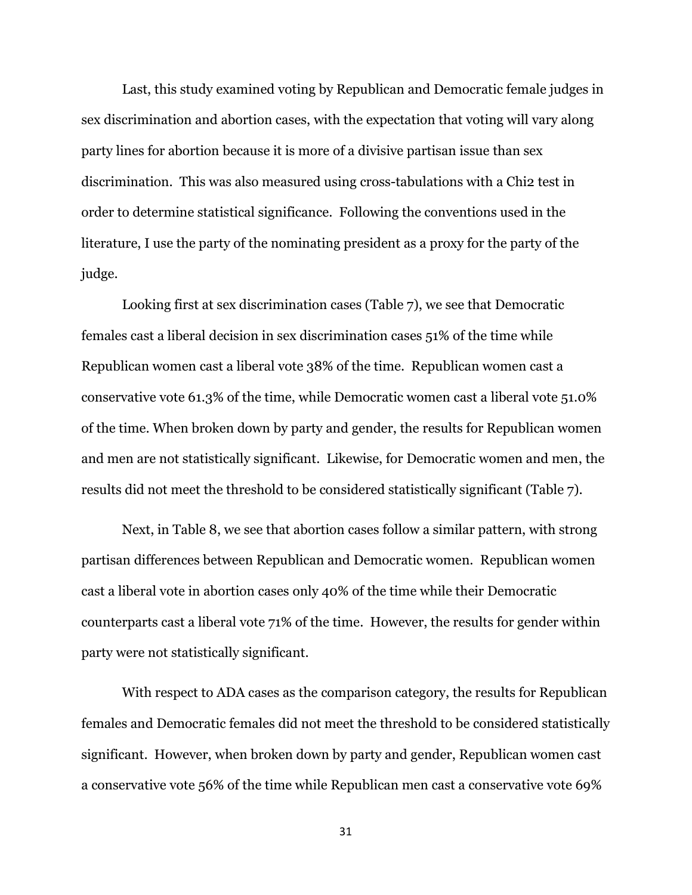Last, this study examined voting by Republican and Democratic female judges in sex discrimination and abortion cases, with the expectation that voting will vary along party lines for abortion because it is more of a divisive partisan issue than sex discrimination. This was also measured using cross-tabulations with a Chi2 test in order to determine statistical significance. Following the conventions used in the literature, I use the party of the nominating president as a proxy for the party of the judge.

Looking first at sex discrimination cases (Table 7), we see that Democratic females cast a liberal decision in sex discrimination cases 51% of the time while Republican women cast a liberal vote 38% of the time. Republican women cast a conservative vote 61.3% of the time, while Democratic women cast a liberal vote 51.0% of the time. When broken down by party and gender, the results for Republican women and men are not statistically significant. Likewise, for Democratic women and men, the results did not meet the threshold to be considered statistically significant (Table 7).

Next, in Table 8, we see that abortion cases follow a similar pattern, with strong partisan differences between Republican and Democratic women. Republican women cast a liberal vote in abortion cases only 40% of the time while their Democratic counterparts cast a liberal vote 71% of the time. However, the results for gender within party were not statistically significant.

With respect to ADA cases as the comparison category, the results for Republican females and Democratic females did not meet the threshold to be considered statistically significant. However, when broken down by party and gender, Republican women cast a conservative vote 56% of the time while Republican men cast a conservative vote 69%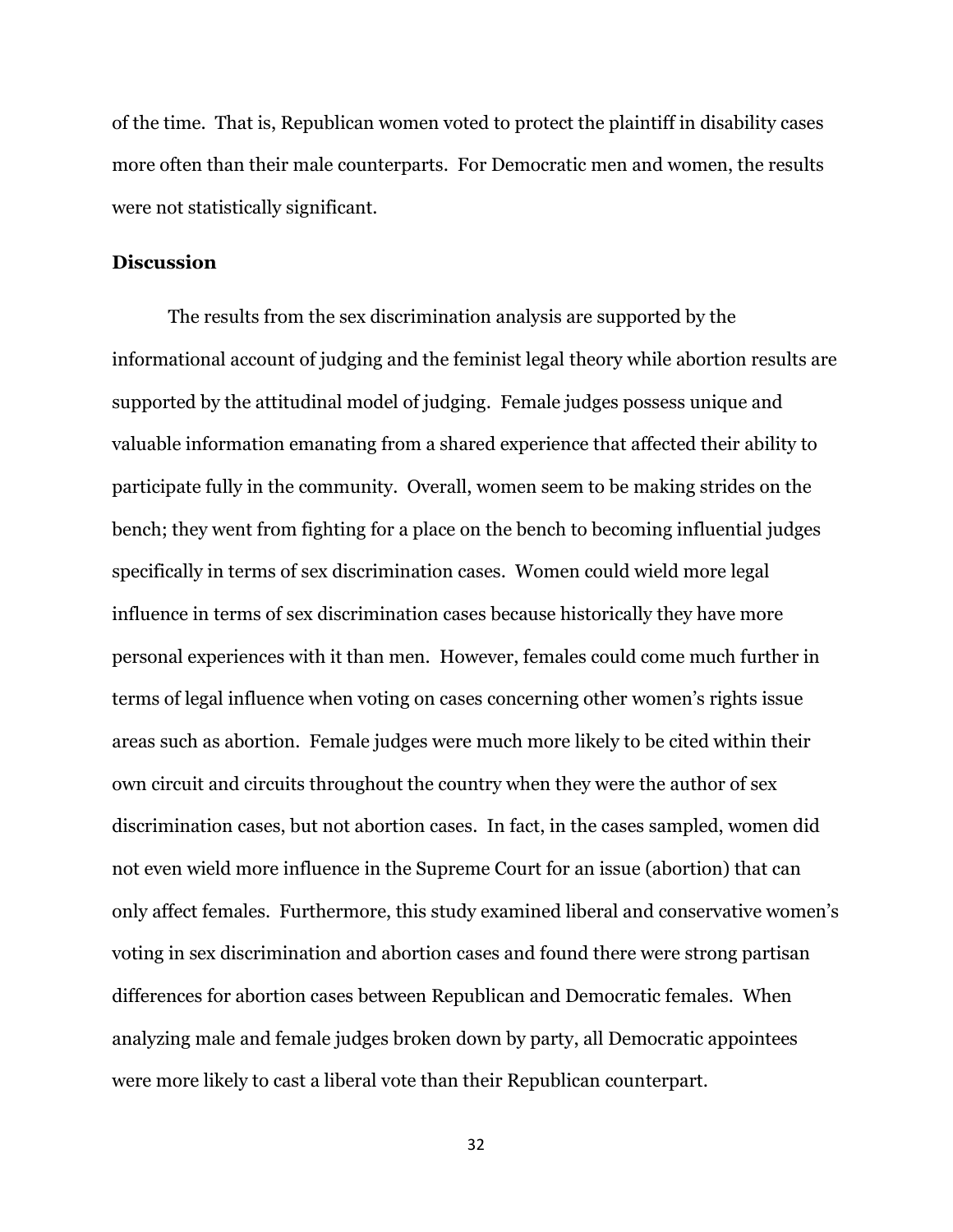of the time. That is, Republican women voted to protect the plaintiff in disability cases more often than their male counterparts. For Democratic men and women, the results were not statistically significant.

## Discussion

The results from the sex discrimination analysis are supported by the informational account of judging and the feminist legal theory while abortion results are supported by the attitudinal model of judging. Female judges possess unique and valuable information emanating from a shared experience that affected their ability to participate fully in the community. Overall, women seem to be making strides on the bench; they went from fighting for a place on the bench to becoming influential judges specifically in terms of sex discrimination cases. Women could wield more legal influence in terms of sex discrimination cases because historically they have more personal experiences with it than men. However, females could come much further in terms of legal influence when voting on cases concerning other women's rights issue areas such as abortion. Female judges were much more likely to be cited within their own circuit and circuits throughout the country when they were the author of sex discrimination cases, but not abortion cases. In fact, in the cases sampled, women did not even wield more influence in the Supreme Court for an issue (abortion) that can only affect females. Furthermore, this study examined liberal and conservative women's voting in sex discrimination and abortion cases and found there were strong partisan differences for abortion cases between Republican and Democratic females. When analyzing male and female judges broken down by party, all Democratic appointees were more likely to cast a liberal vote than their Republican counterpart.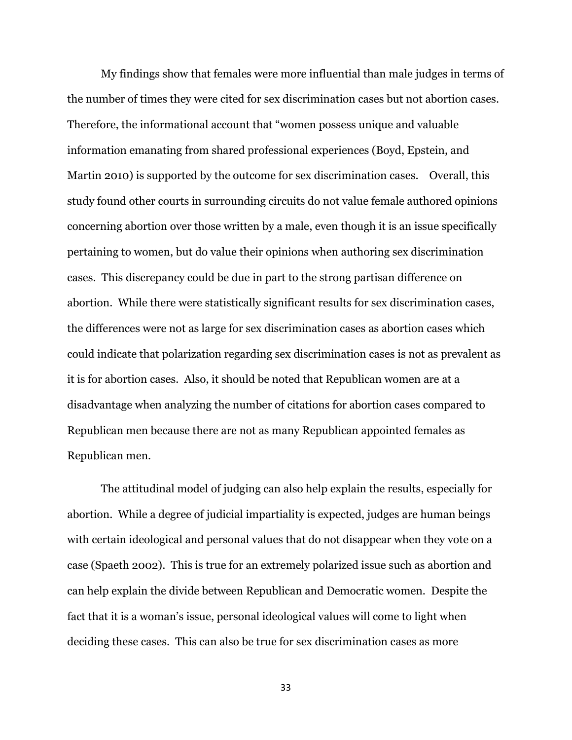My findings show that females were more influential than male judges in terms of the number of times they were cited for sex discrimination cases but not abortion cases. Therefore, the informational account that "women possess unique and valuable information emanating from shared professional experiences (Boyd, Epstein, and Martin 2010) is supported by the outcome for sex discrimination cases. Overall, this study found other courts in surrounding circuits do not value female authored opinions concerning abortion over those written by a male, even though it is an issue specifically pertaining to women, but do value their opinions when authoring sex discrimination cases. This discrepancy could be due in part to the strong partisan difference on abortion. While there were statistically significant results for sex discrimination cases, the differences were not as large for sex discrimination cases as abortion cases which could indicate that polarization regarding sex discrimination cases is not as prevalent as it is for abortion cases. Also, it should be noted that Republican women are at a disadvantage when analyzing the number of citations for abortion cases compared to Republican men because there are not as many Republican appointed females as Republican men.

The attitudinal model of judging can also help explain the results, especially for abortion. While a degree of judicial impartiality is expected, judges are human beings with certain ideological and personal values that do not disappear when they vote on a case (Spaeth 2002). This is true for an extremely polarized issue such as abortion and can help explain the divide between Republican and Democratic women. Despite the fact that it is a woman's issue, personal ideological values will come to light when deciding these cases. This can also be true for sex discrimination cases as more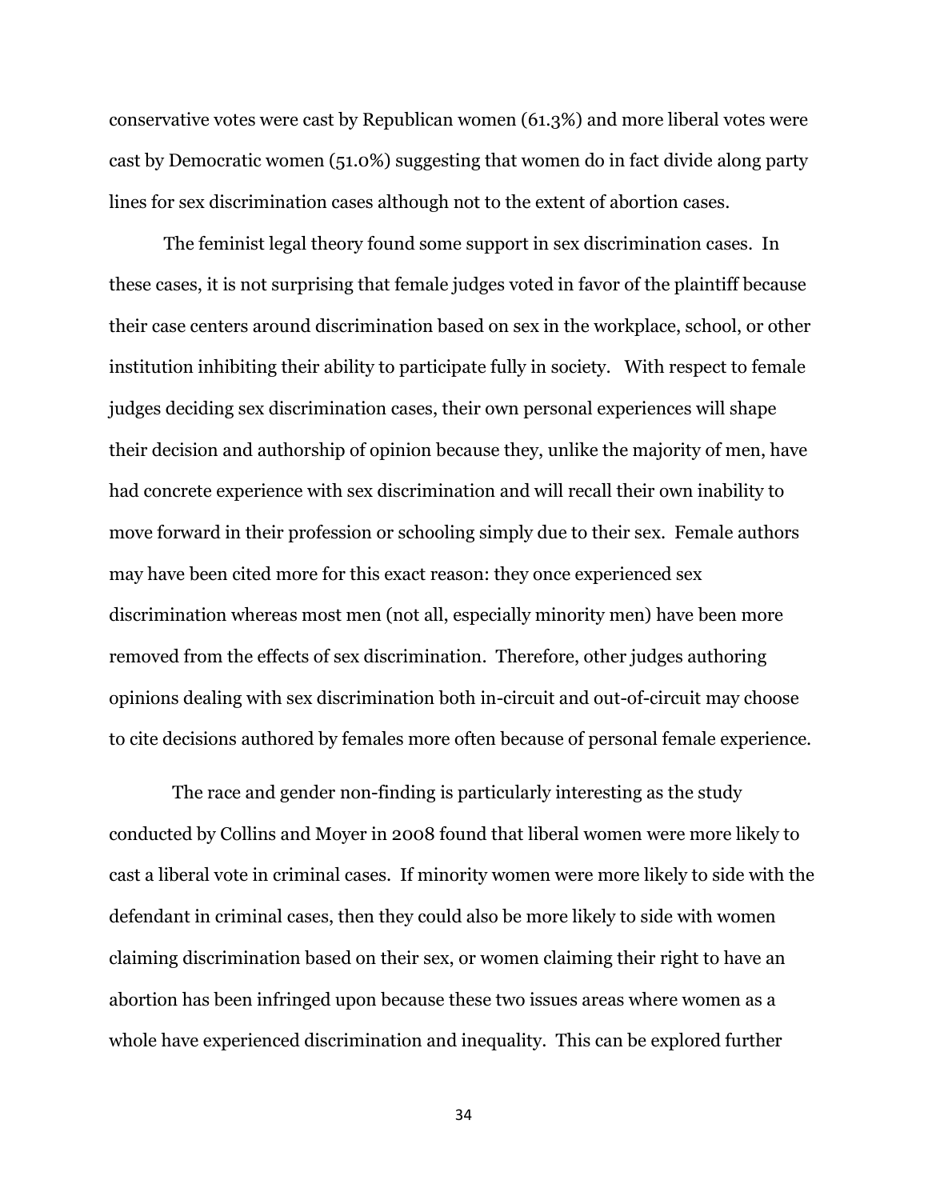conservative votes were cast by Republican women (61.3%) and more liberal votes were cast by Democratic women (51.0%) suggesting that women do in fact divide along party lines for sex discrimination cases although not to the extent of abortion cases.

The feminist legal theory found some support in sex discrimination cases. In these cases, it is not surprising that female judges voted in favor of the plaintiff because their case centers around discrimination based on sex in the workplace, school, or other institution inhibiting their ability to participate fully in society. With respect to female judges deciding sex discrimination cases, their own personal experiences will shape their decision and authorship of opinion because they, unlike the majority of men, have had concrete experience with sex discrimination and will recall their own inability to move forward in their profession or schooling simply due to their sex. Female authors may have been cited more for this exact reason: they once experienced sex discrimination whereas most men (not all, especially minority men) have been more removed from the effects of sex discrimination. Therefore, other judges authoring opinions dealing with sex discrimination both in-circuit and out-of-circuit may choose to cite decisions authored by females more often because of personal female experience.

The race and gender non-finding is particularly interesting as the study conducted by Collins and Moyer in 2008 found that liberal women were more likely to cast a liberal vote in criminal cases. If minority women were more likely to side with the defendant in criminal cases, then they could also be more likely to side with women claiming discrimination based on their sex, or women claiming their right to have an abortion has been infringed upon because these two issues areas where women as a whole have experienced discrimination and inequality. This can be explored further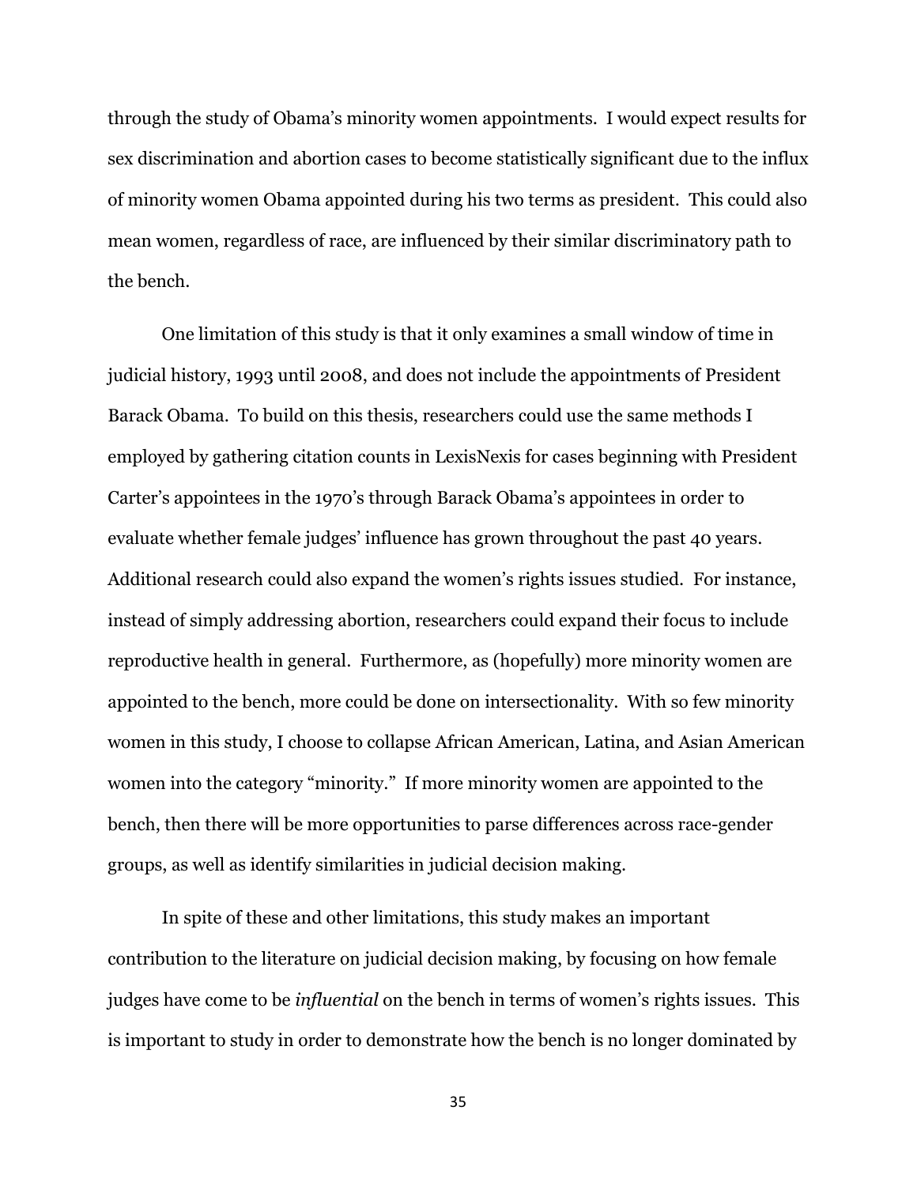through the study of Obama's minority women appointments. I would expect results for sex discrimination and abortion cases to become statistically significant due to the influx of minority women Obama appointed during his two terms as president. This could also mean women, regardless of race, are influenced by their similar discriminatory path to the bench.

One limitation of this study is that it only examines a small window of time in judicial history, 1993 until 2008, and does not include the appointments of President Barack Obama. To build on this thesis, researchers could use the same methods I employed by gathering citation counts in LexisNexis for cases beginning with President Carter's appointees in the 1970's through Barack Obama's appointees in order to evaluate whether female judges' influence has grown throughout the past 40 years. Additional research could also expand the women's rights issues studied. For instance, instead of simply addressing abortion, researchers could expand their focus to include reproductive health in general. Furthermore, as (hopefully) more minority women are appointed to the bench, more could be done on intersectionality. With so few minority women in this study, I choose to collapse African American, Latina, and Asian American women into the category "minority." If more minority women are appointed to the bench, then there will be more opportunities to parse differences across race-gender groups, as well as identify similarities in judicial decision making.

In spite of these and other limitations, this study makes an important contribution to the literature on judicial decision making, by focusing on how female judges have come to be *influential* on the bench in terms of women's rights issues. This is important to study in order to demonstrate how the bench is no longer dominated by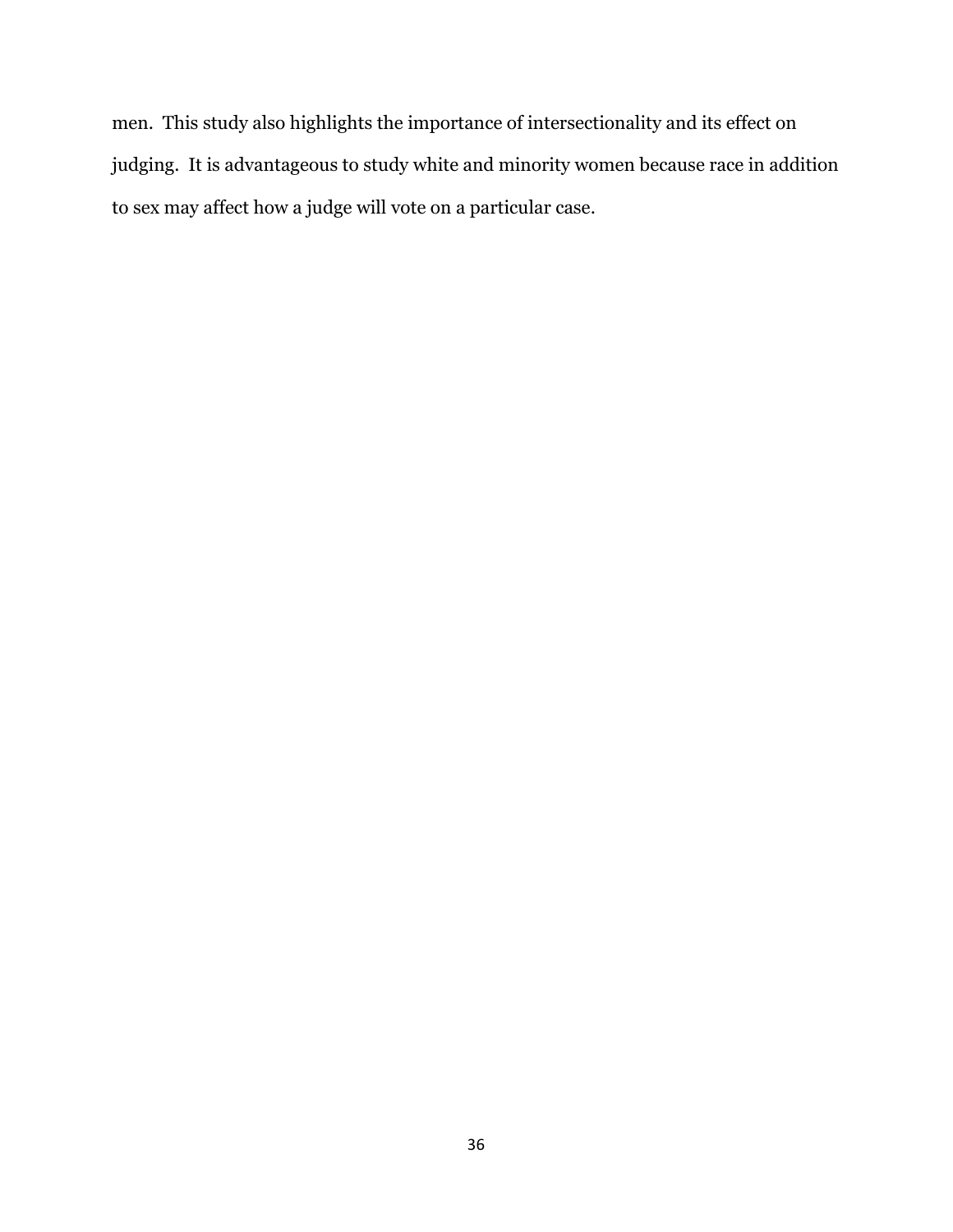men. This study also highlights the importance of intersectionality and its effect on judging. It is advantageous to study white and minority women because race in addition to sex may affect how a judge will vote on a particular case.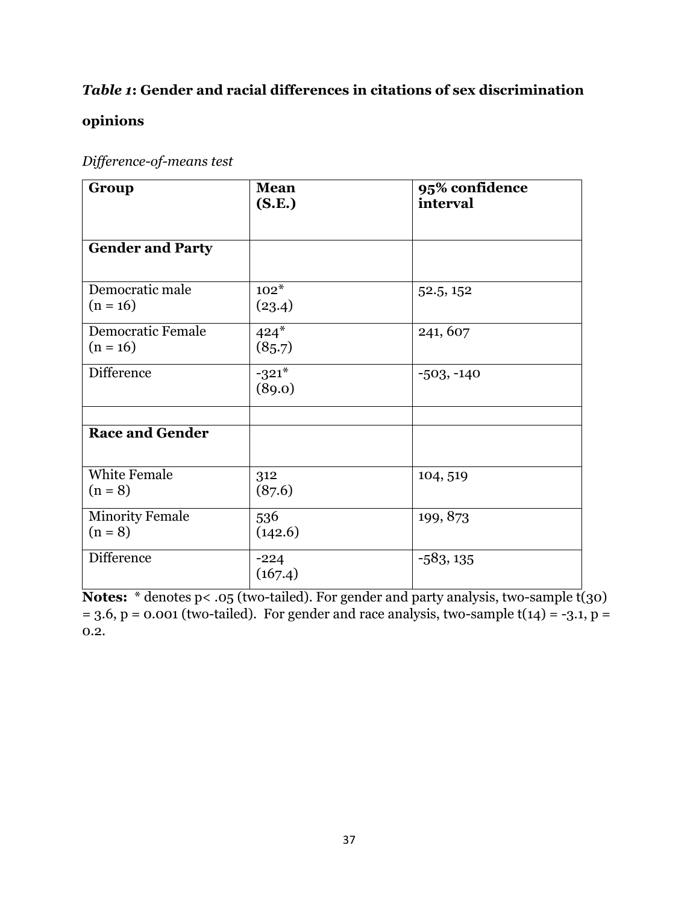***Table 1*: Gender and racial differences in citations of sex discrimination opinions**

*Difference-of-means test*

| **Group** | **Mean (S.E.)** | **95% confidence interval** |
|---|---|---|
| **Gender and Party** | | |
| Democratic male (n = 16) | 102* (23.4) | 52.5, 152 |
| Democratic Female (n = 16) | 424* (85.7) | 241, 607 |
| Difference | -321* (89.0) | -503, -140 |
| | | |
| **Race and Gender** | | |
| White Female (n = 8) | 312 (87.6) | 104, 519 |
| Minority Female (n = 8) | 536 (142.6) | 199, 873 |
| Difference | -224 (167.4) | -583, 135 |

**Notes:** * denotes $p < .05$ (two-tailed). For gender and party analysis, two-sample $t(30) = 3.6$, $p = 0.001$ (two-tailed). For gender and race analysis, two-sample $t(14) = -3.1$, $p = 0.2$.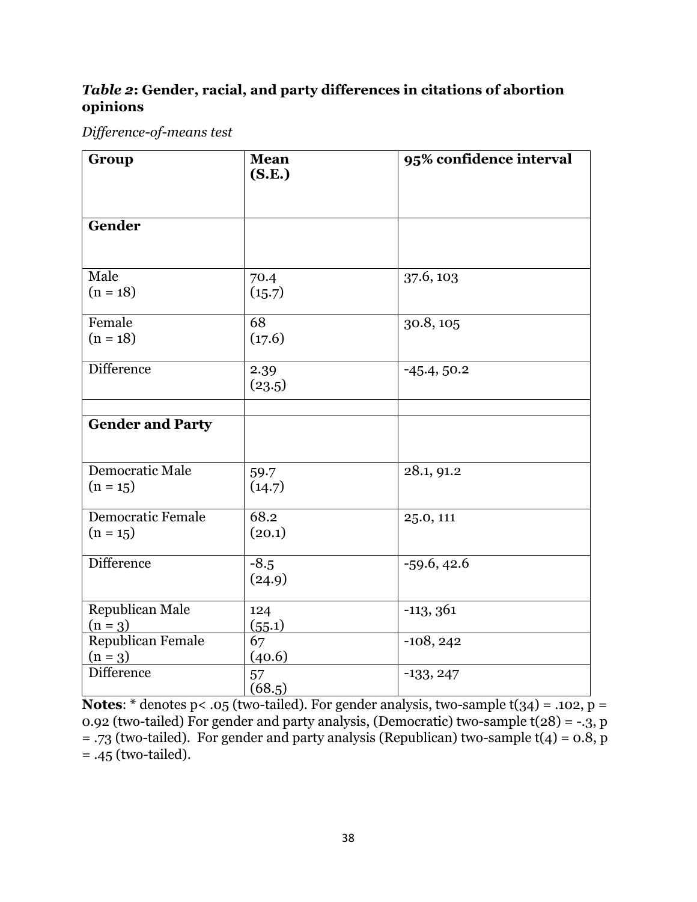### ***Table 2*: Gender, racial, and party differences in citations of abortion opinions**

*Difference-of-means test*

| **Group** | **Mean (S.E.)** | **95% confidence interval** |
|---|---|---|
| **Gender** | | |
| Male (n = 18) | 70.4 (15.7) | 37.6, 103 |
| Female (n = 18) | 68 (17.6) | 30.8, 105 |
| Difference | 2.39 (23.5) | -45.4, 50.2 |
| | | |
| **Gender and Party** | | |
| Democratic Male (n = 15) | 59.7 (14.7) | 28.1, 91.2 |
| Democratic Female (n = 15) | 68.2 (20.1) | 25.0, 111 |
| Difference | -8.5 (24.9) | -59.6, 42.6 |
| Republican Male (n = 3) | 124 (55.1) | -113, 361 |
| Republican Female (n = 3) | 67 (40.6) | -108, 242 |
| Difference | 57 (68.5) | -133, 247 |

**Notes**: * denotes $p < .05$ (two-tailed). For gender analysis, two-sample $t(34) = .102$, $p = 0.92$ (two-tailed) For gender and party analysis, (Democratic) two-sample $t(28) = -.3$, $p = .73$ (two-tailed). For gender and party analysis (Republican) two-sample $t(4) = 0.8$, $p = .45$ (two-tailed).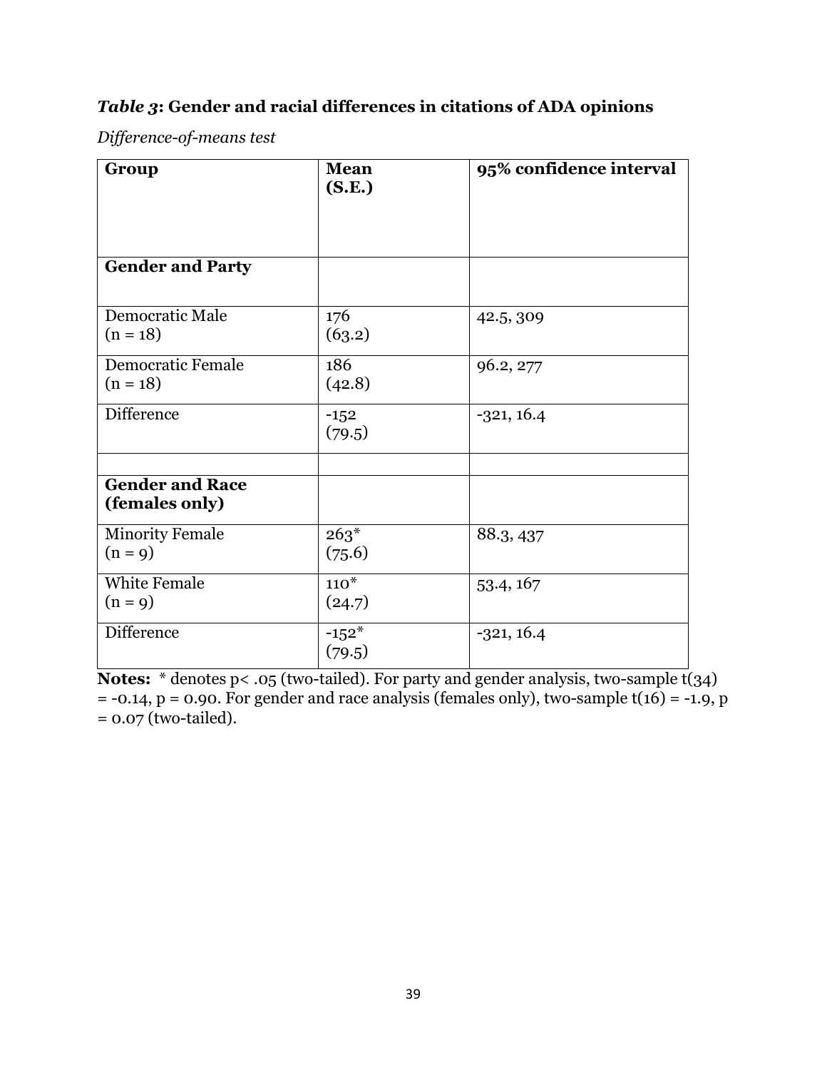***Table 3*: Gender and racial differences in citations of ADA opinions**

*Difference-of-means test*

| **Group** | **Mean (S.E.)** | **95% confidence interval** |
|---|---|---|
| **Gender and Party** | | |
| Democratic Male (n = 18) | 176 (63.2) | 42.5, 309 |
| Democratic Female (n = 18) | 186 (42.8) | 96.2, 277 |
| Difference | -152 (79.5) | -321, 16.4 |
| | | |
| **Gender and Race (females only)** | | |
| Minority Female (n = 9) | 263* (75.6) | 88.3, 437 |
| White Female (n = 9) | 110* (24.7) | 53.4, 167 |
| Difference | -152* (79.5) | -321, 16.4 |

**Notes:** * denotes $p < .05$ (two-tailed). For party and gender analysis, two-sample $t(34) = -0.14$, $p = 0.90$. For gender and race analysis (females only), two-sample $t(16) = -1.9$, $p = 0.07$ (two-tailed).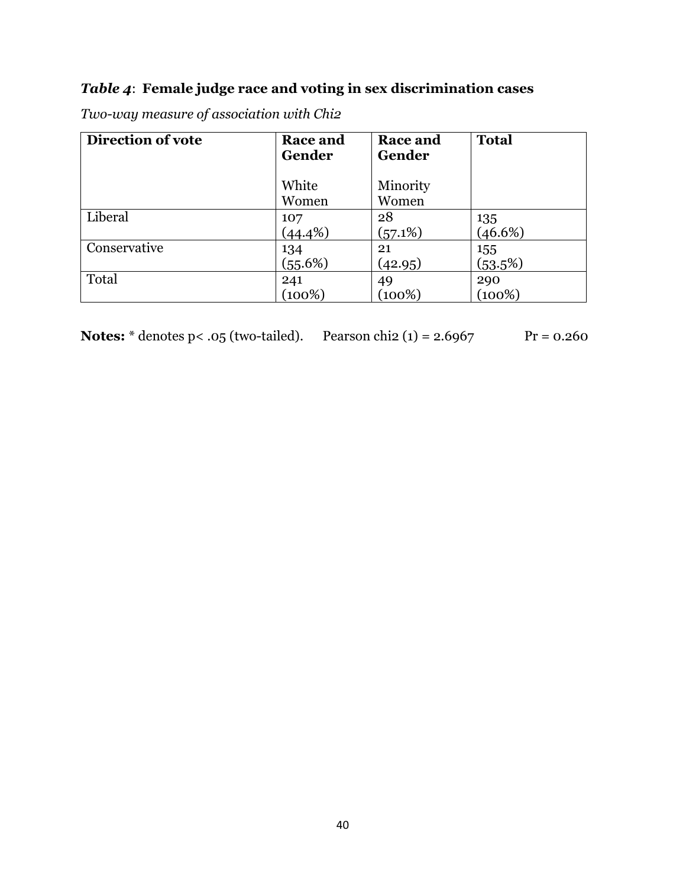***Table 4*: Female judge race and voting in sex discrimination cases**

*Two-way measure of association with Chi2*

| **Direction of vote** | **Race and Gender**<br><br>White Women | **Race and Gender**<br><br>Minority Women | **Total** |
|---|---|---|---|
| Liberal | 107 (44.4%) | 28 (57.1%) | 135 (46.6%) |
| Conservative | 134 (55.6%) | 21 (42.95) | 155 (53.5%) |
| Total | 241 (100%) | 49 (100%) | 290 (100%) |

**Notes:** * denotes p< .05 (two-tailed). Pearson chi2 (1) = 2.6967 Pr = 0.260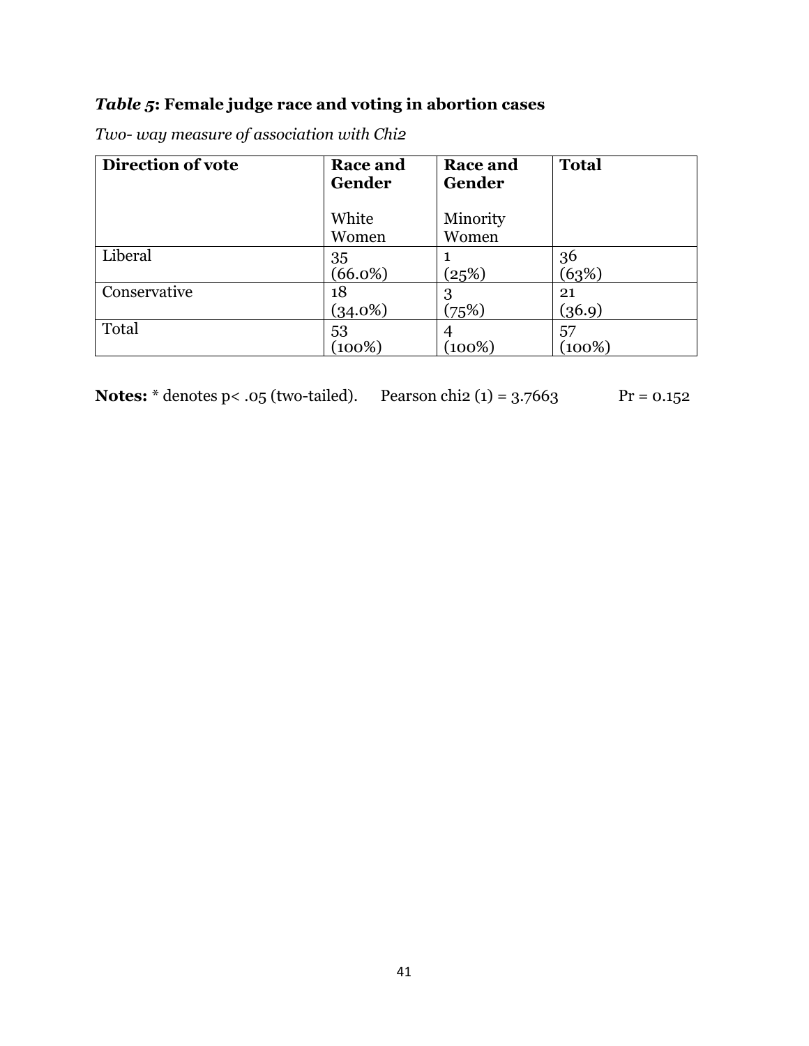***Table 5*: Female judge race and voting in abortion cases**

*Two- way measure of association with Chi2*

| **Direction of vote** | **Race and Gender**<br><br>White Women | **Race and Gender**<br><br>Minority Women | **Total** |
|---|---|---|---|
| Liberal | 35<br>(66.0%) | 1<br>(25%) | 36<br>(63%) |
| Conservative | 18<br>(34.0%) | 3<br>(75%) | 21<br>(36.9) |
| Total | 53<br>(100%) | 4<br>(100%) | 57<br>(100%) |

**Notes:** * denotes p< .05 (two-tailed). Pearson chi2 (1) = 3.7663 Pr = 0.152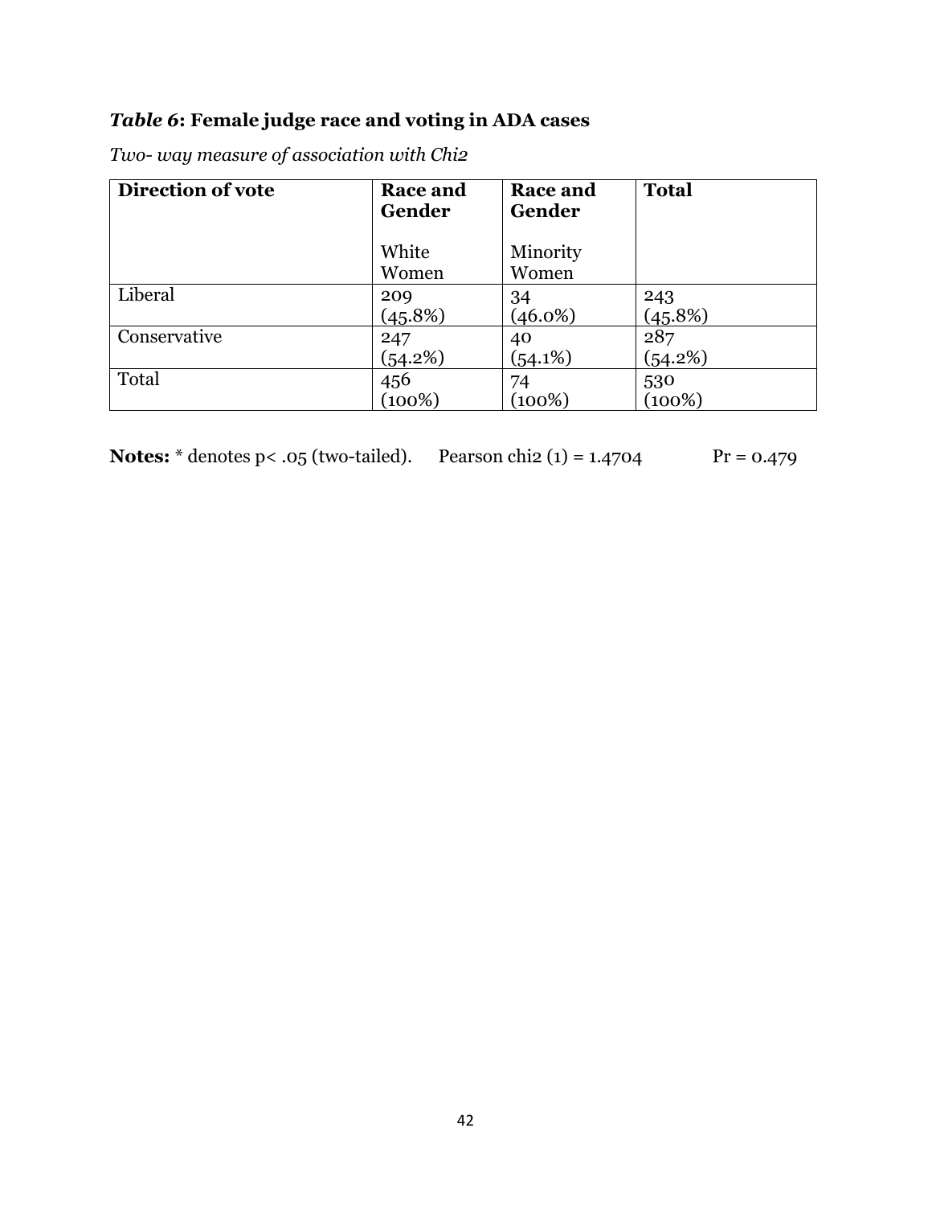***Table 6*: Female judge race and voting in ADA cases**

*Two- way measure of association with Chi2*

| **Direction of vote** | **Race and Gender**<br><br>White Women | **Race and Gender**<br><br>Minority Women | **Total** |
|---|---|---|---|
| Liberal | 209<br>(45.8%) | 34<br>(46.0%) | 243<br>(45.8%) |
| Conservative | 247<br>(54.2%) | 40<br>(54.1%) | 287<br>(54.2%) |
| Total | 456<br>(100%) | 74<br>(100%) | 530<br>(100%) |

**Notes:** * denotes $p < .05$ (two-tailed). Pearson chi2 (1) = 1.4704 Pr = 0.479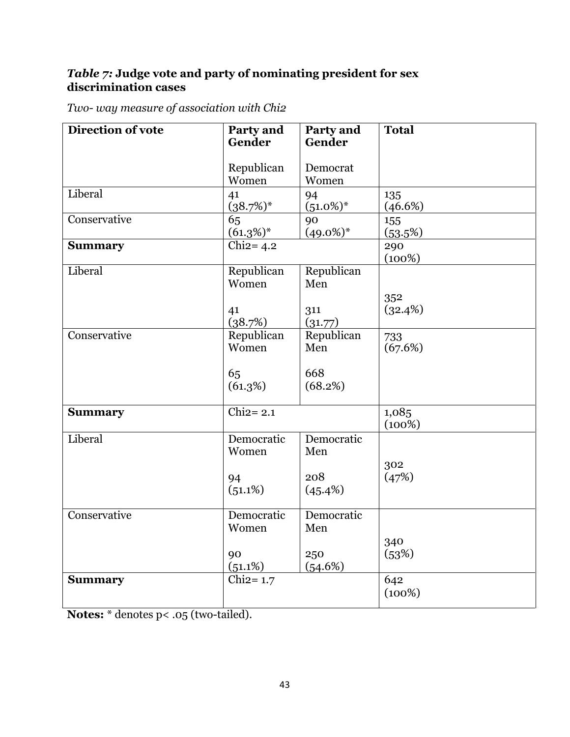***Table 7:* Judge vote and party of nominating president for sex discrimination cases**

*Two- way measure of association with Chi2*

| **Direction of vote** | **Party and Gender**<br><br>Republican Women | **Party and Gender**<br><br>Democrat Women | **Total** |
|---|---|---|---|
| Liberal | 41<br>(38.7%)* | 94<br>(51.0%)* | 135<br>(46.6%) |
| Conservative | 65<br>(61.3%)* | 90<br>(49.0%)* | 155<br>(53.5%) |
| **Summary** | Chi2= 4.2 | | 290<br>(100%) |
| Liberal | Republican Women<br><br>41<br>(38.7%) | Republican Men<br><br>311<br>(31.77) | 352<br>(32.4%) |
| Conservative | Republican Women<br><br>65<br>(61.3%) | Republican Men<br><br>668<br>(68.2%) | 733<br>(67.6%) |
| **Summary** | Chi2= 2.1 | | 1,085<br>(100%) |
| Liberal | Democratic Women<br><br>94<br>(51.1%) | Democratic Men<br><br>208<br>(45.4%) | 302<br>(47%) |
| Conservative | Democratic Women<br><br>90<br>(51.1%) | Democratic Men<br><br>250<br>(54.6%) | 340<br>(53%) |
| **Summary** | Chi2= 1.7 | | 642<br>(100%) |

**Notes:** * denotes $p < .05$ (two-tailed).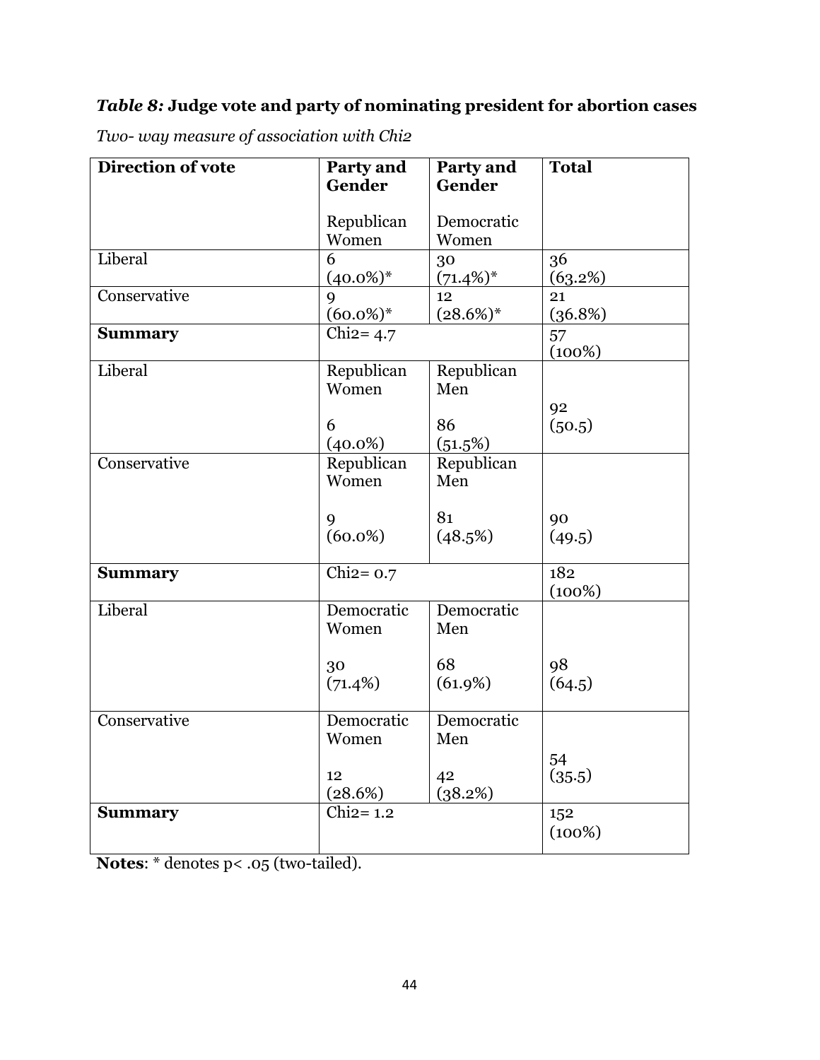***Table 8:* Judge vote and party of nominating president for abortion cases**

*Two- way measure of association with Chi2*

| **Direction of vote** | **Party and Gender**<br><br>Republican Women | **Party and Gender**<br><br>Democratic Women | **Total** |
|---|---|---|---|
| Liberal | 6<br>(40.0%)* | 30<br>(71.4%)* | 36<br>(63.2%) |
| Conservative | 9<br>(60.0%)* | 12<br>(28.6%)* | 21<br>(36.8%) |
| **Summary** | Chi2= 4.7 | | 57<br>(100%) |
| Liberal | Republican Women<br><br>6<br>(40.0%) | Republican Men<br><br>86<br>(51.5%) | 92<br>(50.5) |
| Conservative | Republican Women<br><br>9<br>(60.0%) | Republican Men<br><br>81<br>(48.5%) | 90<br>(49.5) |
| **Summary** | Chi2= 0.7 | | 182<br>(100%) |
| Liberal | Democratic Women<br><br>30<br>(71.4%) | Democratic Men<br><br>68<br>(61.9%) | 98<br>(64.5) |
| Conservative | Democratic Women<br><br>12<br>(28.6%) | Democratic Men<br><br>42<br>(38.2%) | 54<br>(35.5) |
| **Summary** | Chi2= 1.2 | | 152<br>(100%) |

**Notes**: * denotes $p < .05$ (two-tailed).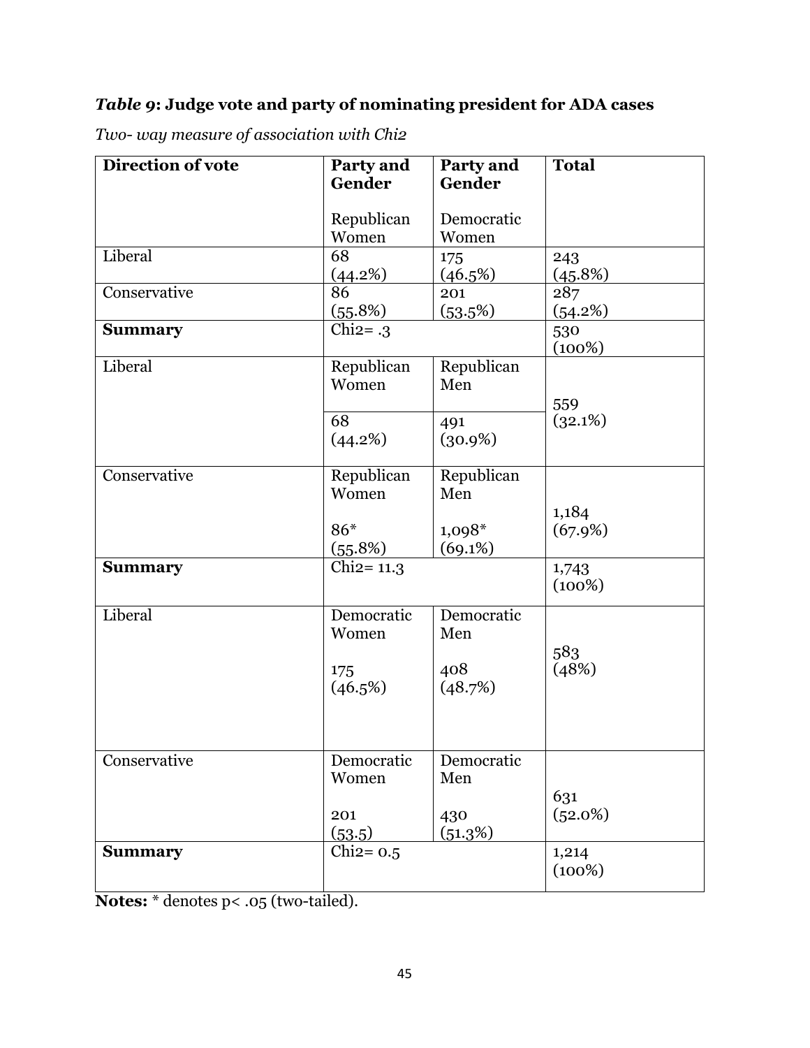***Table 9*: Judge vote and party of nominating president for ADA cases**

*Two- way measure of association with Chi2*

| **Direction of vote** | **Party and Gender** | **Party and Gender** | **Total** |
|---|---|---|---|
| | Republican Women | Democratic Women | |
| Liberal | 68 (44.2%) | 175 (46.5%) | 243 (45.8%) |
| Conservative | 86 (55.8%) | 201 (53.5%) | 287 (54.2%) |
| **Summary** | Chi2= .3 | | 530 (100%) |
| Liberal | Republican Women | Republican Men | 559 (32.1%) |
| | 68 (44.2%) | 491 (30.9%) | |
| Conservative | Republican Women 86* (55.8%) | Republican Men 1,098* (69.1%) | 1,184 (67.9%) |
| **Summary** | Chi2= 11.3 | | 1,743 (100%) |
| Liberal | Democratic Women 175 (46.5%) | Democratic Men 408 (48.7%) | 583 (48%) |
| Conservative | Democratic Women 201 (53.5) | Democratic Men 430 (51.3%) | 631 (52.0%) |
| **Summary** | Chi2= 0.5 | | 1,214 (100%) |

**Notes:** * denotes p< .05 (two-tailed).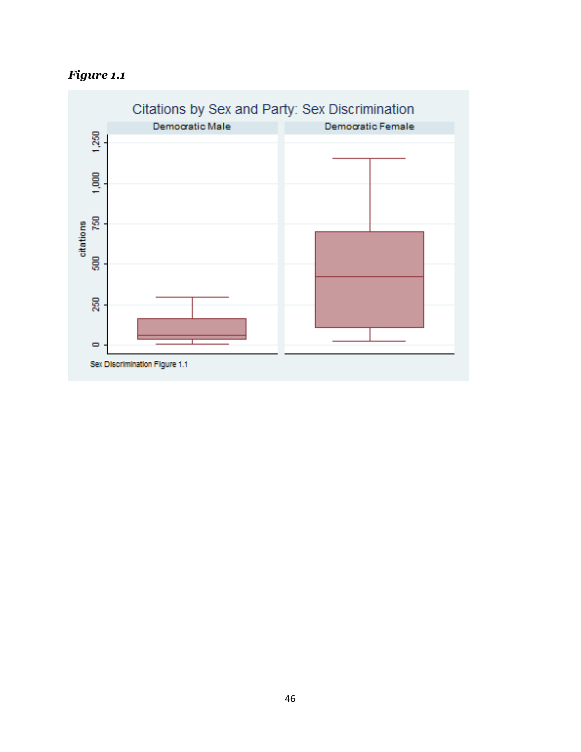***Figure 1.1***

Citations by Sex and Party: Sex Discrimination

Democratic Male | Democratic Female

citations

Sex Discrimination Figure 1.1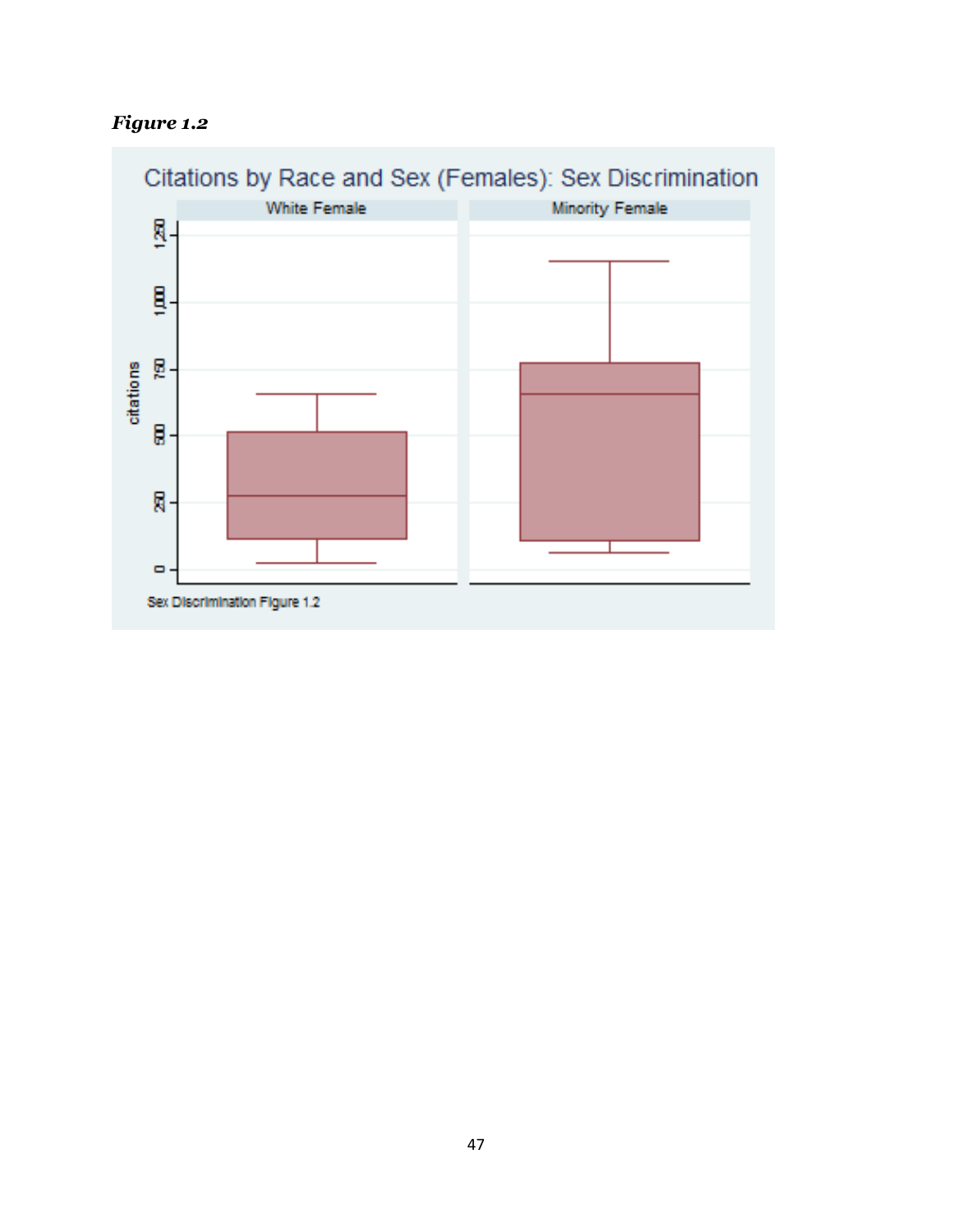***Figure 1.2***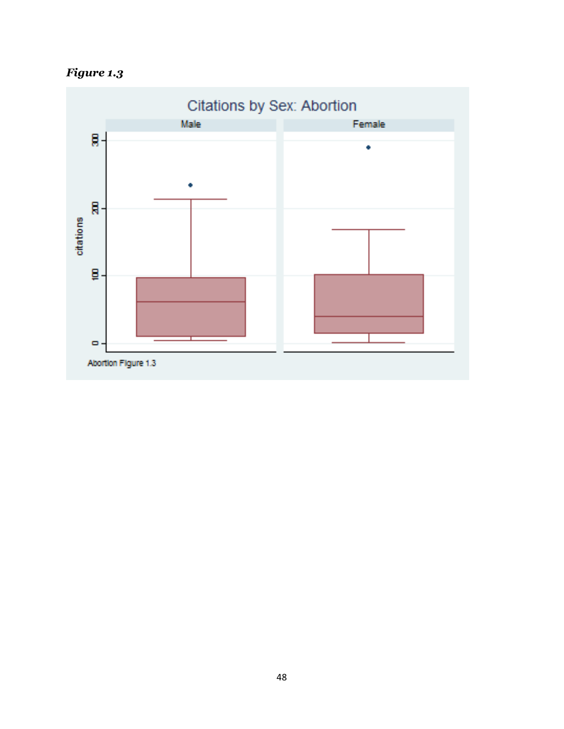***Figure 1.3***

Citations by Sex: Abortion

Male | Female

citations

0 | 100 | 200 | 300

Abortion Figure 1.3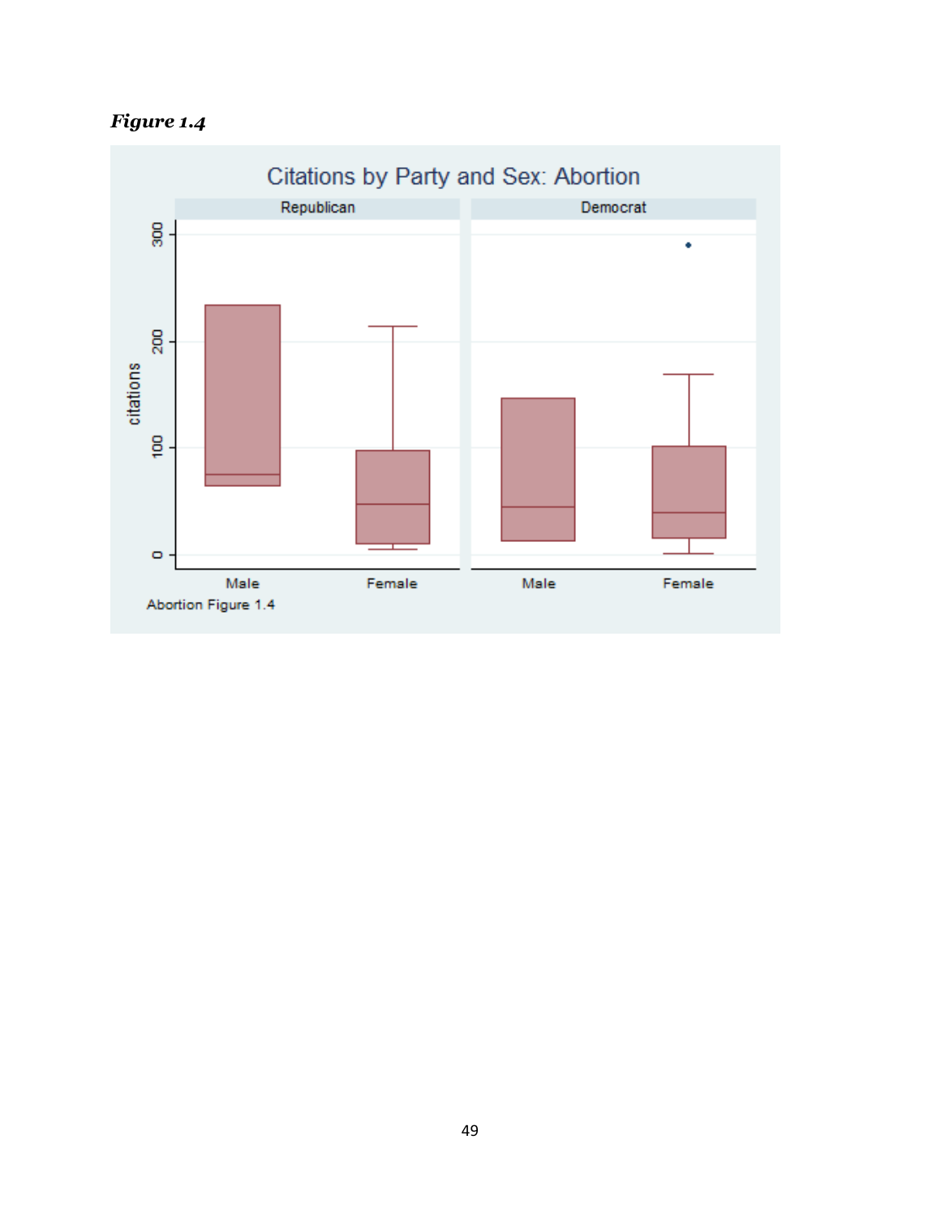***Figure 1.4***

Citations by Party and Sex: Abortion

Abortion Figure 1.4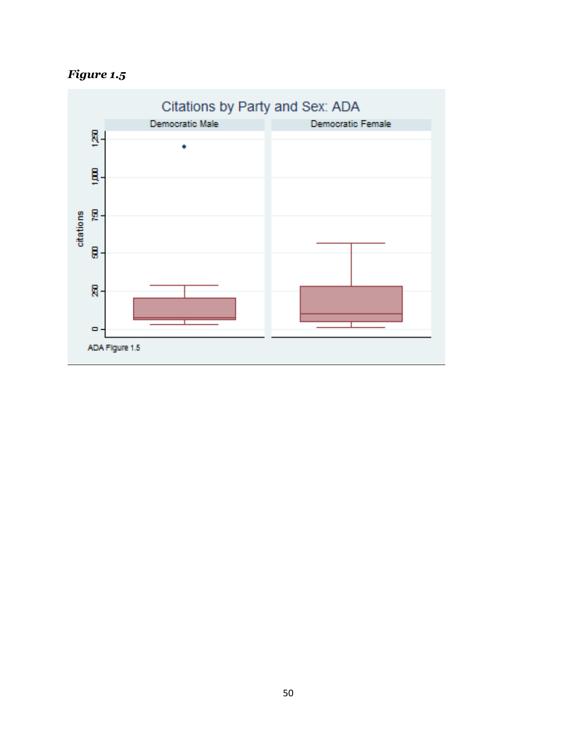*Figure 1.5*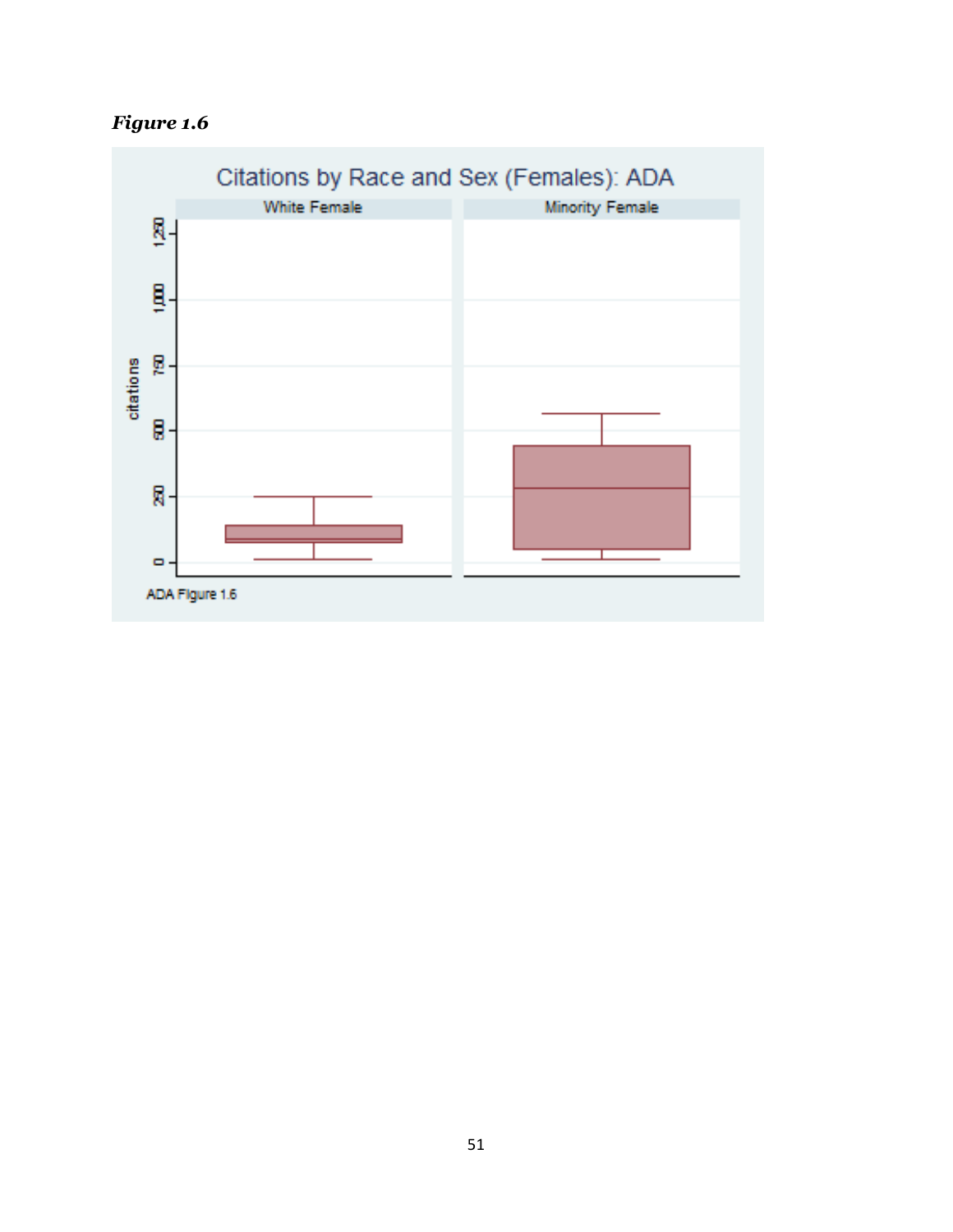*Figure 1.6*

Citations by Race and Sex (Females): ADA

White Female | Minority Female

citations

0, 250, 500, 750, 1,000, 1,250

ADA Figure 1.6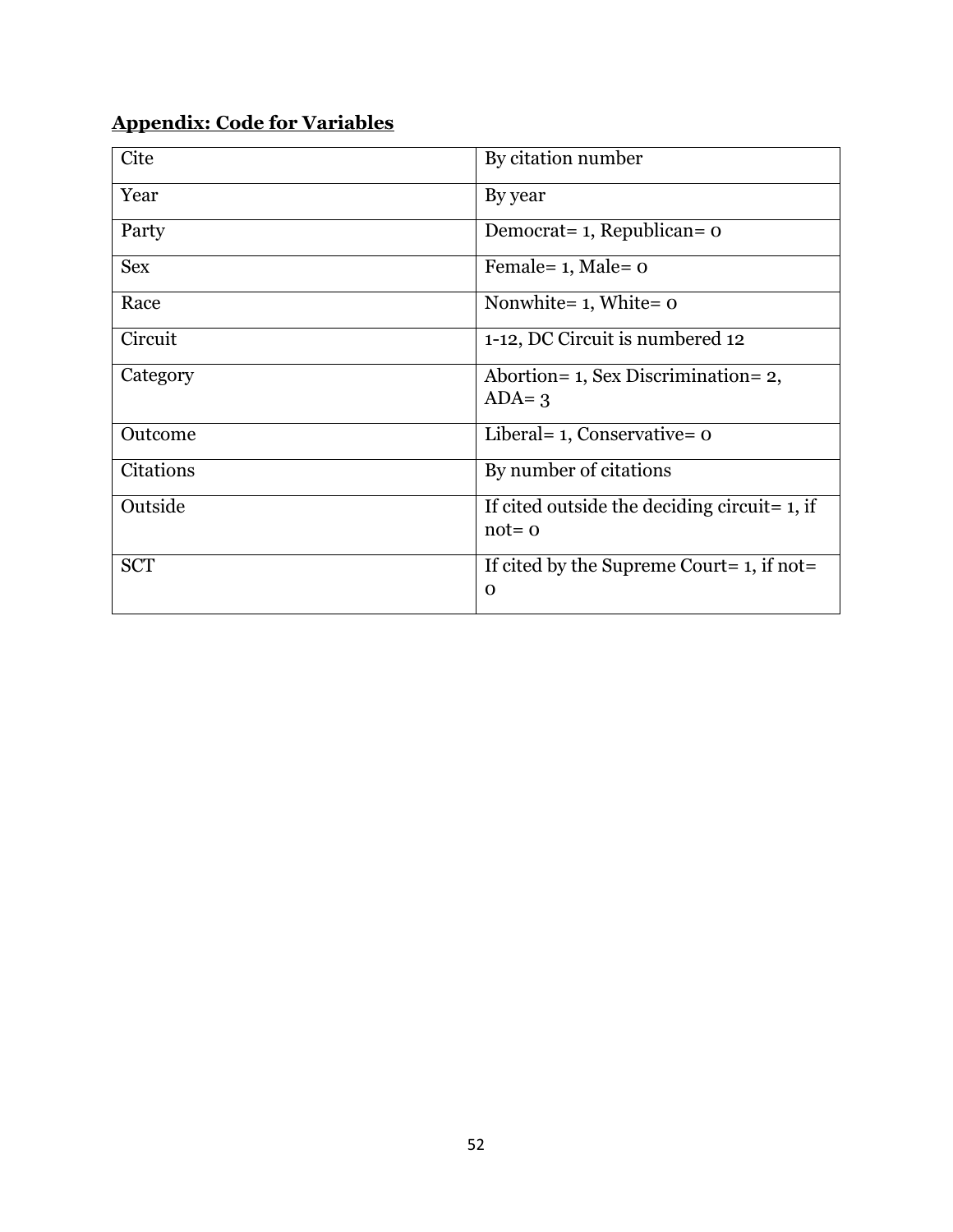**<u>Appendix: Code for Variables</u>**

| | |
|---|---|
| Cite | By citation number |
| Year | By year |
| Party | Democrat= 1, Republican= 0 |
| Sex | Female= 1, Male= 0 |
| Race | Nonwhite= 1, White= 0 |
| Circuit | 1-12, DC Circuit is numbered 12 |
| Category | Abortion= 1, Sex Discrimination= 2, ADA= 3 |
| Outcome | Liberal= 1, Conservative= 0 |
| Citations | By number of citations |
| Outside | If cited outside the deciding circuit= 1, if not= 0 |
| SCT | If cited by the Supreme Court= 1, if not= 0 |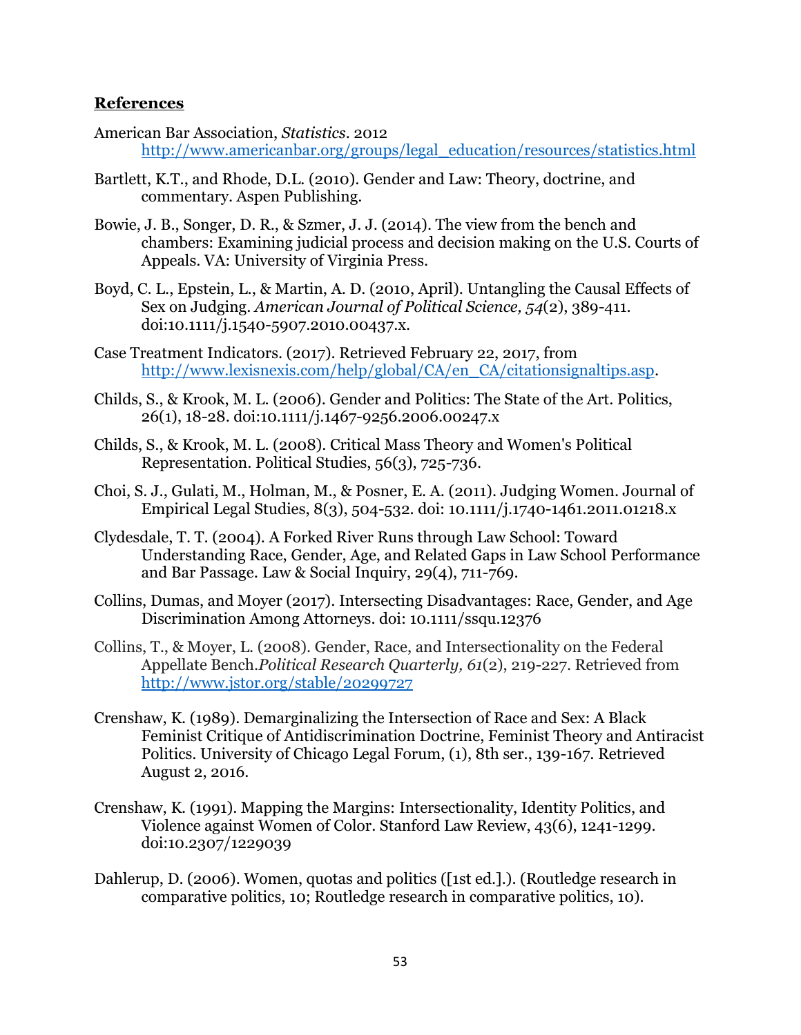## **References**

American Bar Association, *Statistics*. 2012 http://www.americanbar.org/groups/legal_education/resources/statistics.html

Bartlett, K.T., and Rhode, D.L. (2010). Gender and Law: Theory, doctrine, and commentary. Aspen Publishing.

Bowie, J. B., Songer, D. R., & Szmer, J. J. (2014). The view from the bench and chambers: Examining judicial process and decision making on the U.S. Courts of Appeals. VA: University of Virginia Press.

Boyd, C. L., Epstein, L., & Martin, A. D. (2010, April). Untangling the Causal Effects of Sex on Judging. *American Journal of Political Science, 54*(2), 389-411. doi:10.1111/j.1540-5907.2010.00437.x.

Case Treatment Indicators. (2017). Retrieved February 22, 2017, from http://www.lexisnexis.com/help/global/CA/en_CA/citationsignaltips.asp.

Childs, S., & Krook, M. L. (2006). Gender and Politics: The State of the Art. Politics, 26(1), 18-28. doi:10.1111/j.1467-9256.2006.00247.x

Childs, S., & Krook, M. L. (2008). Critical Mass Theory and Women's Political Representation. Political Studies, 56(3), 725-736.

Choi, S. J., Gulati, M., Holman, M., & Posner, E. A. (2011). Judging Women. Journal of Empirical Legal Studies, 8(3), 504-532. doi: 10.1111/j.1740-1461.2011.01218.x

Clydesdale, T. T. (2004). A Forked River Runs through Law School: Toward Understanding Race, Gender, Age, and Related Gaps in Law School Performance and Bar Passage. Law & Social Inquiry, 29(4), 711-769.

Collins, Dumas, and Moyer (2017). Intersecting Disadvantages: Race, Gender, and Age Discrimination Among Attorneys. doi: 10.1111/ssqu.12376

Collins, T., & Moyer, L. (2008). Gender, Race, and Intersectionality on the Federal Appellate Bench.*Political Research Quarterly, 61*(2), 219-227. Retrieved from http://www.jstor.org/stable/20299727

Crenshaw, K. (1989). Demarginalizing the Intersection of Race and Sex: A Black Feminist Critique of Antidiscrimination Doctrine, Feminist Theory and Antiracist Politics. University of Chicago Legal Forum, (1), 8th ser., 139-167. Retrieved August 2, 2016.

Crenshaw, K. (1991). Mapping the Margins: Intersectionality, Identity Politics, and Violence against Women of Color. Stanford Law Review, 43(6), 1241-1299. doi:10.2307/1229039

Dahlerup, D. (2006). Women, quotas and politics ([1st ed.].). (Routledge research in comparative politics, 10; Routledge research in comparative politics, 10).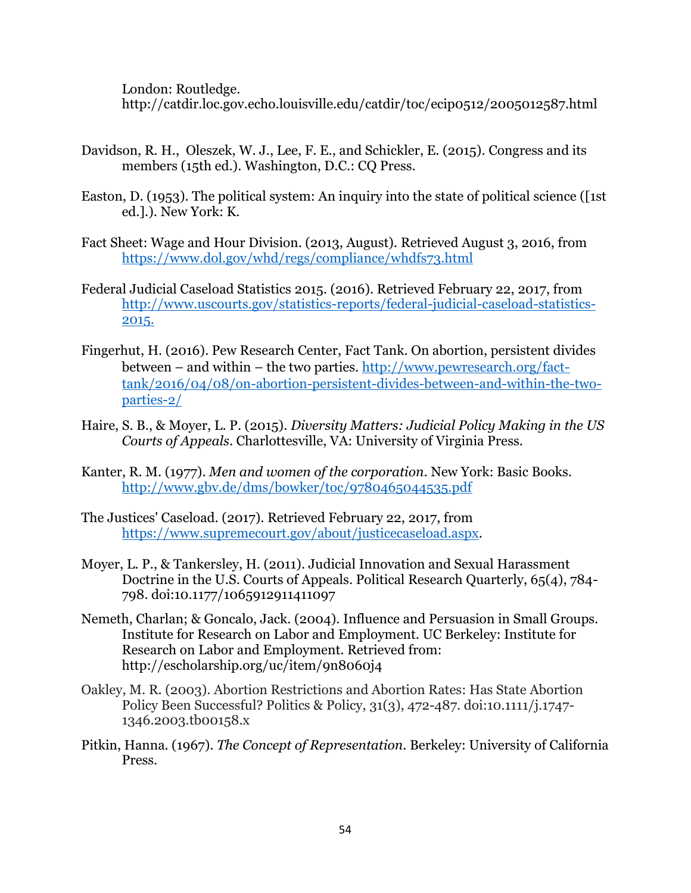London: Routledge. http://catdir.loc.gov.echo.louisville.edu/catdir/toc/ecip0512/2005012587.html

Davidson, R. H., Oleszek, W. J., Lee, F. E., and Schickler, E. (2015). Congress and its members (15th ed.). Washington, D.C.: CQ Press.

Easton, D. (1953). The political system: An inquiry into the state of political science ([1st ed.].). New York: K.

Fact Sheet: Wage and Hour Division. (2013, August). Retrieved August 3, 2016, from https://www.dol.gov/whd/regs/compliance/whdfs73.html

Federal Judicial Caseload Statistics 2015. (2016). Retrieved February 22, 2017, from http://www.uscourts.gov/statistics-reports/federal-judicial-caseload-statistics-2015.

Fingerhut, H. (2016). Pew Research Center, Fact Tank. On abortion, persistent divides between – and within – the two parties. http://www.pewresearch.org/fact-tank/2016/04/08/on-abortion-persistent-divides-between-and-within-the-two-parties-2/

Haire, S. B., & Moyer, L. P. (2015). *Diversity Matters: Judicial Policy Making in the US Courts of Appeals*. Charlottesville, VA: University of Virginia Press.

Kanter, R. M. (1977). *Men and women of the corporation*. New York: Basic Books. http://www.gbv.de/dms/bowker/toc/9780465044535.pdf

The Justices' Caseload. (2017). Retrieved February 22, 2017, from https://www.supremecourt.gov/about/justicecaseload.aspx.

Moyer, L. P., & Tankersley, H. (2011). Judicial Innovation and Sexual Harassment Doctrine in the U.S. Courts of Appeals. Political Research Quarterly, 65(4), 784-798. doi:10.1177/1065912911411097

Nemeth, Charlan; & Goncalo, Jack. (2004). Influence and Persuasion in Small Groups. Institute for Research on Labor and Employment. UC Berkeley: Institute for Research on Labor and Employment. Retrieved from: http://escholarship.org/uc/item/9n8060j4

Oakley, M. R. (2003). Abortion Restrictions and Abortion Rates: Has State Abortion Policy Been Successful? Politics & Policy, 31(3), 472-487. doi:10.1111/j.1747-1346.2003.tb00158.x

Pitkin, Hanna. (1967). *The Concept of Representation.* Berkeley: University of California Press.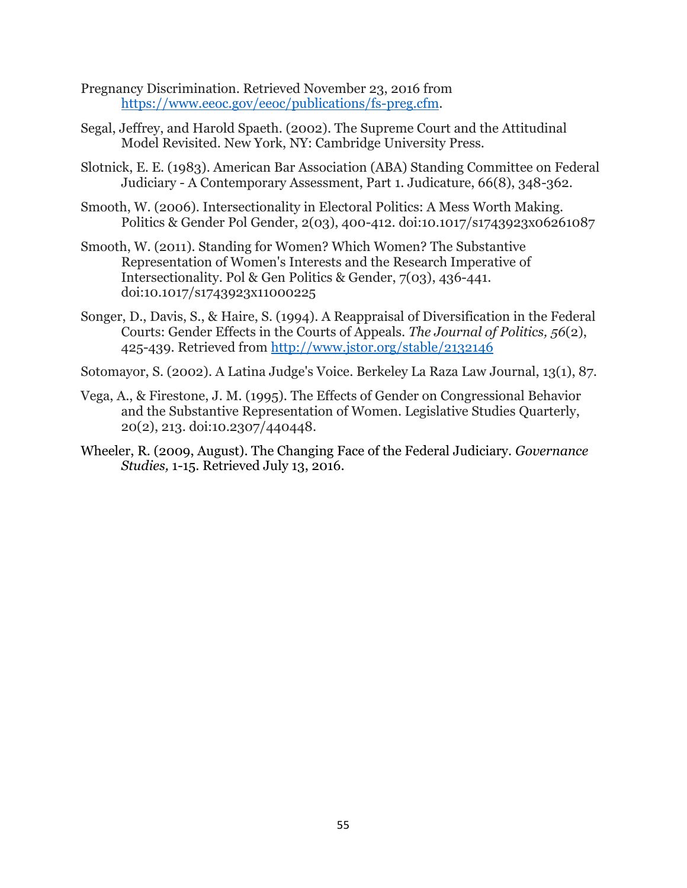Pregnancy Discrimination. Retrieved November 23, 2016 from https://www.eeoc.gov/eeoc/publications/fs-preg.cfm.

Segal, Jeffrey, and Harold Spaeth. (2002). The Supreme Court and the Attitudinal Model Revisited. New York, NY: Cambridge University Press.

Slotnick, E. E. (1983). American Bar Association (ABA) Standing Committee on Federal Judiciary - A Contemporary Assessment, Part 1. Judicature, 66(8), 348-362.

Smooth, W. (2006). Intersectionality in Electoral Politics: A Mess Worth Making. Politics & Gender Pol Gender, 2(03), 400-412. doi:10.1017/s1743923x06261087

Smooth, W. (2011). Standing for Women? Which Women? The Substantive Representation of Women's Interests and the Research Imperative of Intersectionality. Pol & Gen Politics & Gender, 7(03), 436-441. doi:10.1017/s1743923x11000225

Songer, D., Davis, S., & Haire, S. (1994). A Reappraisal of Diversification in the Federal Courts: Gender Effects in the Courts of Appeals. *The Journal of Politics, 56*(2), 425-439. Retrieved from http://www.jstor.org/stable/2132146

Sotomayor, S. (2002). A Latina Judge's Voice. Berkeley La Raza Law Journal, 13(1), 87.

Vega, A., & Firestone, J. M. (1995). The Effects of Gender on Congressional Behavior and the Substantive Representation of Women. Legislative Studies Quarterly, 20(2), 213. doi:10.2307/440448.

Wheeler, R. (2009, August). The Changing Face of the Federal Judiciary. *Governance Studies,* 1-15. Retrieved July 13, 2016.